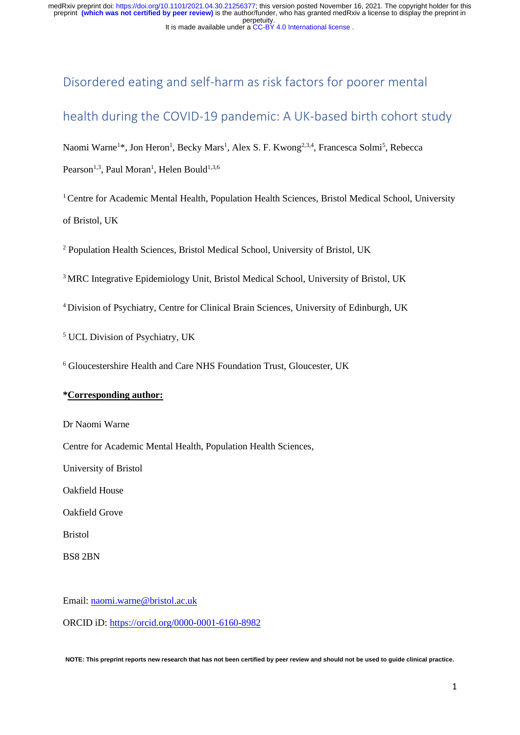# Disordered eating and self-harm as risk factors for poorer mental health during the COVID-19 pandemic: A UK-based birth cohort study

Naomi Warne[1]*, Jon Heron[1], Becky Mars[1], Alex S. F. Kwong[2,3,4], Francesca Solmi[5], Rebecca Pearson[1,3], Paul Moran[1], Helen Bould[1,3,6]

[1] Centre for Academic Mental Health, Population Health Sciences, Bristol Medical School, University of Bristol, UK

[2] Population Health Sciences, Bristol Medical School, University of Bristol, UK

[3] MRC Integrative Epidemiology Unit, Bristol Medical School, University of Bristol, UK

[4] Division of Psychiatry, Centre for Clinical Brain Sciences, University of Edinburgh, UK

[5] UCL Division of Psychiatry, UK

[6] Gloucestershire Health and Care NHS Foundation Trust, Gloucester, UK

***Corresponding author:**

Dr Naomi Warne

Centre for Academic Mental Health, Population Health Sciences,

University of Bristol

Oakfield House

Oakfield Grove

Bristol

BS8 2BN

Email: naomi.warne@bristol.ac.uk

ORCID iD: https://orcid.org/0000-0001-6160-8982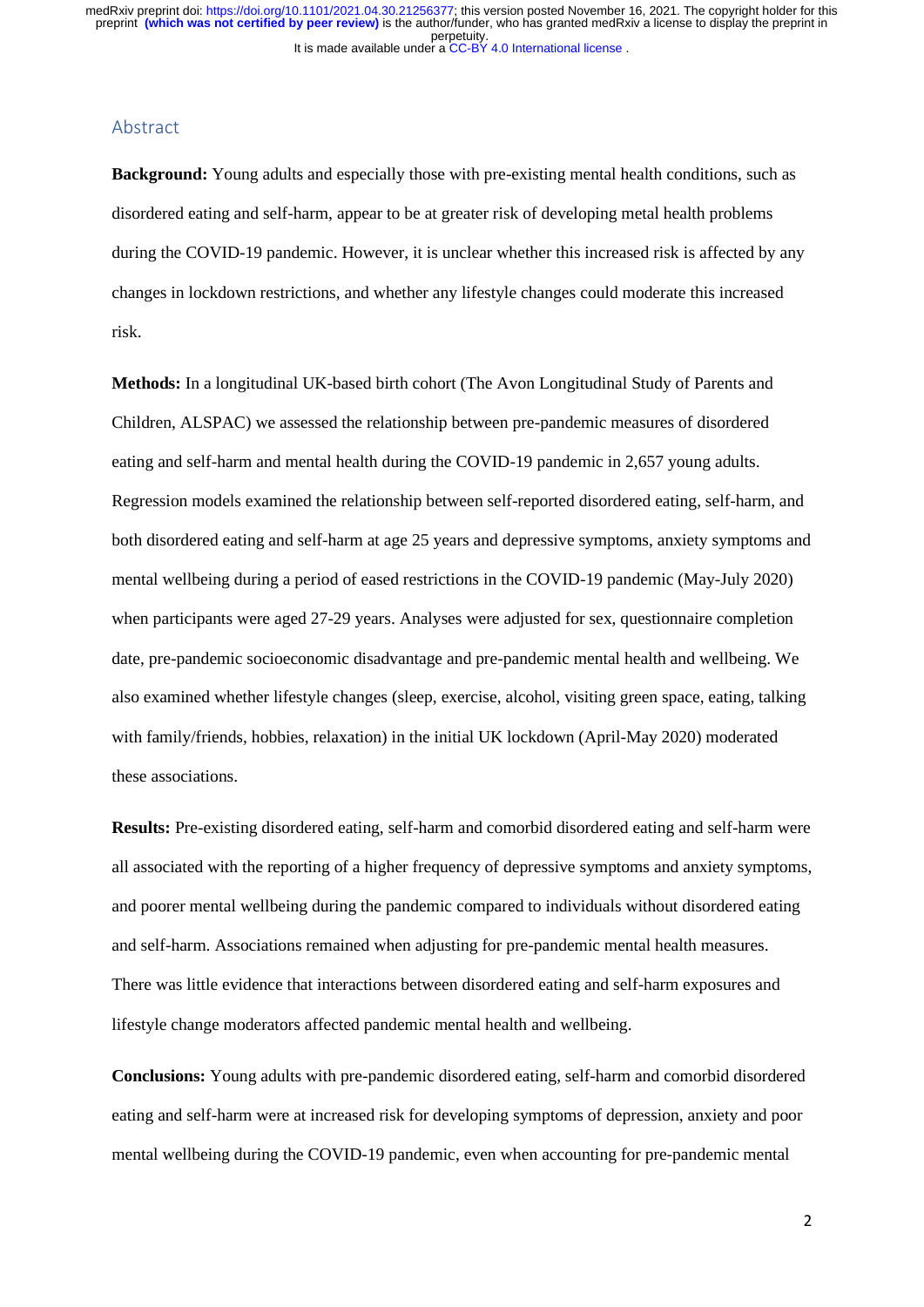## Abstract

**Background:** Young adults and especially those with pre-existing mental health conditions, such as disordered eating and self-harm, appear to be at greater risk of developing metal health problems during the COVID-19 pandemic. However, it is unclear whether this increased risk is affected by any changes in lockdown restrictions, and whether any lifestyle changes could moderate this increased risk.

**Methods:** In a longitudinal UK-based birth cohort (The Avon Longitudinal Study of Parents and Children, ALSPAC) we assessed the relationship between pre-pandemic measures of disordered eating and self-harm and mental health during the COVID-19 pandemic in 2,657 young adults. Regression models examined the relationship between self-reported disordered eating, self-harm, and both disordered eating and self-harm at age 25 years and depressive symptoms, anxiety symptoms and mental wellbeing during a period of eased restrictions in the COVID-19 pandemic (May-July 2020) when participants were aged 27-29 years. Analyses were adjusted for sex, questionnaire completion date, pre-pandemic socioeconomic disadvantage and pre-pandemic mental health and wellbeing. We also examined whether lifestyle changes (sleep, exercise, alcohol, visiting green space, eating, talking with family/friends, hobbies, relaxation) in the initial UK lockdown (April-May 2020) moderated these associations.

**Results:** Pre-existing disordered eating, self-harm and comorbid disordered eating and self-harm were all associated with the reporting of a higher frequency of depressive symptoms and anxiety symptoms, and poorer mental wellbeing during the pandemic compared to individuals without disordered eating and self-harm. Associations remained when adjusting for pre-pandemic mental health measures. There was little evidence that interactions between disordered eating and self-harm exposures and lifestyle change moderators affected pandemic mental health and wellbeing.

**Conclusions:** Young adults with pre-pandemic disordered eating, self-harm and comorbid disordered eating and self-harm were at increased risk for developing symptoms of depression, anxiety and poor mental wellbeing during the COVID-19 pandemic, even when accounting for pre-pandemic mental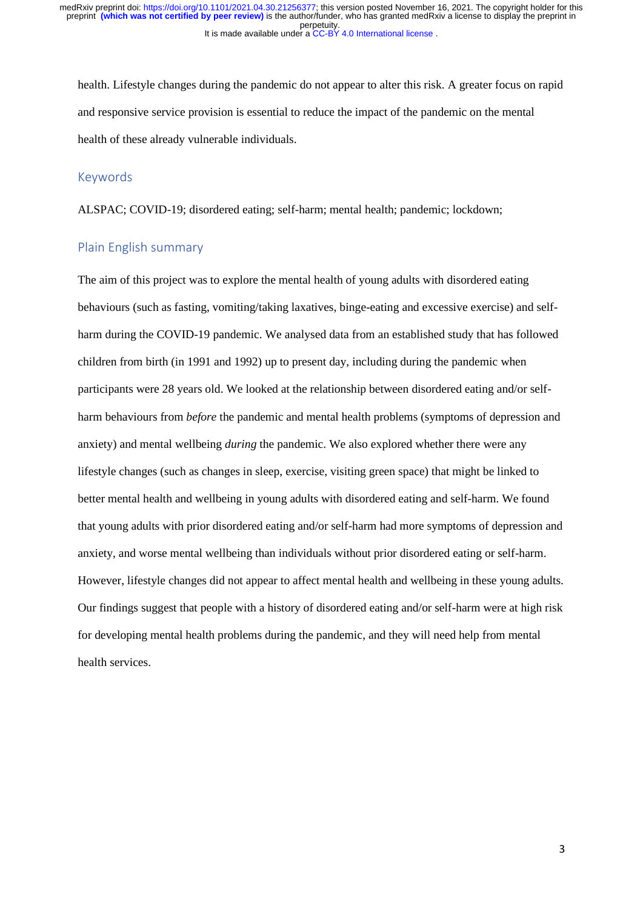health. Lifestyle changes during the pandemic do not appear to alter this risk. A greater focus on rapid and responsive service provision is essential to reduce the impact of the pandemic on the mental health of these already vulnerable individuals.

## Keywords

ALSPAC; COVID-19; disordered eating; self-harm; mental health; pandemic; lockdown;

## Plain English summary

The aim of this project was to explore the mental health of young adults with disordered eating behaviours (such as fasting, vomiting/taking laxatives, binge-eating and excessive exercise) and self-harm during the COVID-19 pandemic. We analysed data from an established study that has followed children from birth (in 1991 and 1992) up to present day, including during the pandemic when participants were 28 years old. We looked at the relationship between disordered eating and/or self-harm behaviours from *before* the pandemic and mental health problems (symptoms of depression and anxiety) and mental wellbeing *during* the pandemic. We also explored whether there were any lifestyle changes (such as changes in sleep, exercise, visiting green space) that might be linked to better mental health and wellbeing in young adults with disordered eating and self-harm. We found that young adults with prior disordered eating and/or self-harm had more symptoms of depression and anxiety, and worse mental wellbeing than individuals without prior disordered eating or self-harm. However, lifestyle changes did not appear to affect mental health and wellbeing in these young adults. Our findings suggest that people with a history of disordered eating and/or self-harm were at high risk for developing mental health problems during the pandemic, and they will need help from mental health services.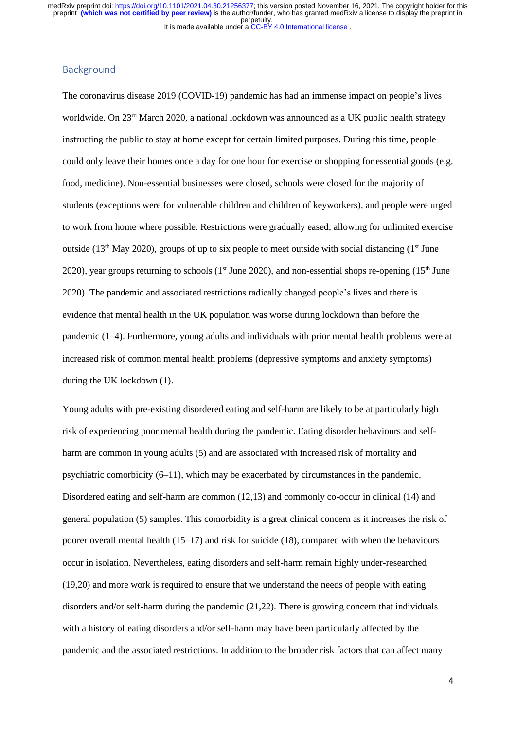## Background

The coronavirus disease 2019 (COVID-19) pandemic has had an immense impact on people's lives worldwide. On 23rd March 2020, a national lockdown was announced as a UK public health strategy instructing the public to stay at home except for certain limited purposes. During this time, people could only leave their homes once a day for one hour for exercise or shopping for essential goods (e.g. food, medicine). Non-essential businesses were closed, schools were closed for the majority of students (exceptions were for vulnerable children and children of keyworkers), and people were urged to work from home where possible. Restrictions were gradually eased, allowing for unlimited exercise outside (13th May 2020), groups of up to six people to meet outside with social distancing (1st June 2020), year groups returning to schools (1st June 2020), and non-essential shops re-opening (15th June 2020). The pandemic and associated restrictions radically changed people's lives and there is evidence that mental health in the UK population was worse during lockdown than before the pandemic (1–4). Furthermore, young adults and individuals with prior mental health problems were at increased risk of common mental health problems (depressive symptoms and anxiety symptoms) during the UK lockdown (1).

Young adults with pre-existing disordered eating and self-harm are likely to be at particularly high risk of experiencing poor mental health during the pandemic. Eating disorder behaviours and self-harm are common in young adults (5) and are associated with increased risk of mortality and psychiatric comorbidity (6–11), which may be exacerbated by circumstances in the pandemic. Disordered eating and self-harm are common (12,13) and commonly co-occur in clinical (14) and general population (5) samples. This comorbidity is a great clinical concern as it increases the risk of poorer overall mental health (15–17) and risk for suicide (18), compared with when the behaviours occur in isolation. Nevertheless, eating disorders and self-harm remain highly under-researched (19,20) and more work is required to ensure that we understand the needs of people with eating disorders and/or self-harm during the pandemic (21,22). There is growing concern that individuals with a history of eating disorders and/or self-harm may have been particularly affected by the pandemic and the associated restrictions. In addition to the broader risk factors that can affect many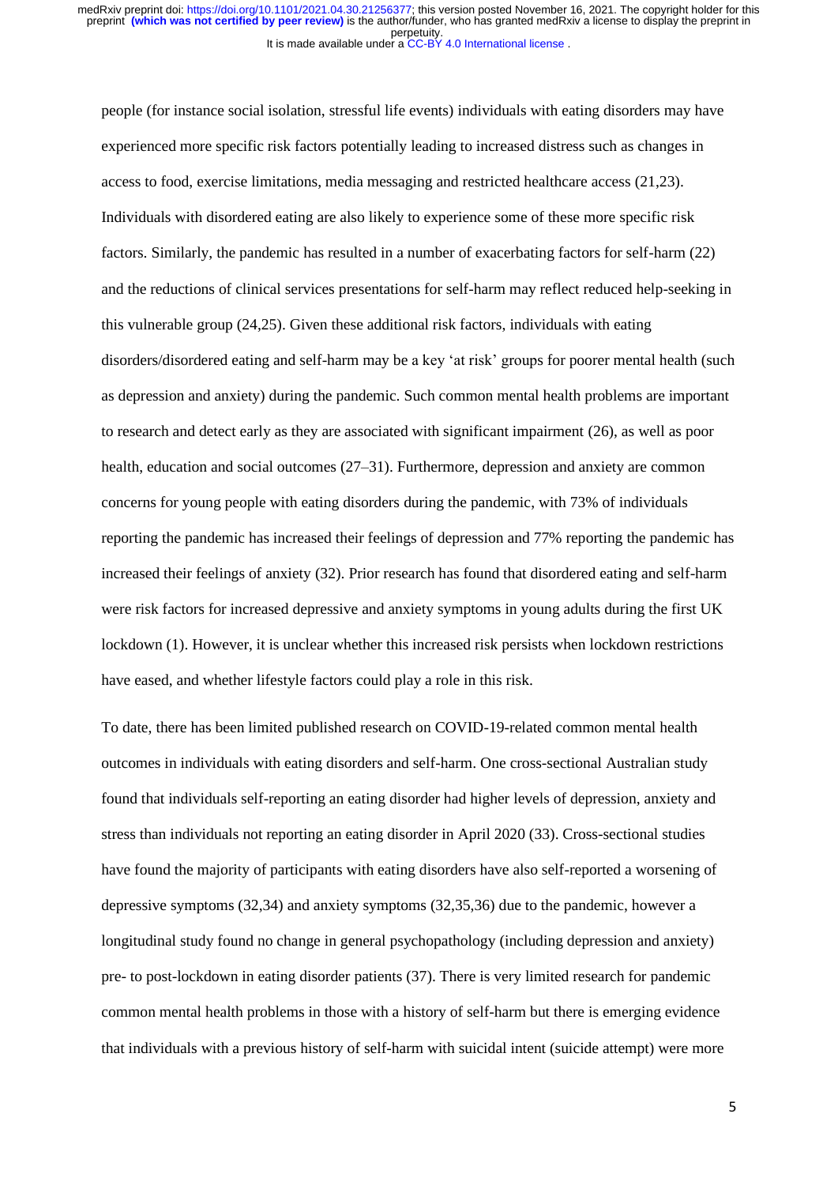people (for instance social isolation, stressful life events) individuals with eating disorders may have experienced more specific risk factors potentially leading to increased distress such as changes in access to food, exercise limitations, media messaging and restricted healthcare access (21,23). Individuals with disordered eating are also likely to experience some of these more specific risk factors. Similarly, the pandemic has resulted in a number of exacerbating factors for self-harm (22) and the reductions of clinical services presentations for self-harm may reflect reduced help-seeking in this vulnerable group (24,25). Given these additional risk factors, individuals with eating disorders/disordered eating and self-harm may be a key 'at risk' groups for poorer mental health (such as depression and anxiety) during the pandemic. Such common mental health problems are important to research and detect early as they are associated with significant impairment (26), as well as poor health, education and social outcomes (27–31). Furthermore, depression and anxiety are common concerns for young people with eating disorders during the pandemic, with 73% of individuals reporting the pandemic has increased their feelings of depression and 77% reporting the pandemic has increased their feelings of anxiety (32). Prior research has found that disordered eating and self-harm were risk factors for increased depressive and anxiety symptoms in young adults during the first UK lockdown (1). However, it is unclear whether this increased risk persists when lockdown restrictions have eased, and whether lifestyle factors could play a role in this risk.

To date, there has been limited published research on COVID-19-related common mental health outcomes in individuals with eating disorders and self-harm. One cross-sectional Australian study found that individuals self-reporting an eating disorder had higher levels of depression, anxiety and stress than individuals not reporting an eating disorder in April 2020 (33). Cross-sectional studies have found the majority of participants with eating disorders have also self-reported a worsening of depressive symptoms (32,34) and anxiety symptoms (32,35,36) due to the pandemic, however a longitudinal study found no change in general psychopathology (including depression and anxiety) pre- to post-lockdown in eating disorder patients (37). There is very limited research for pandemic common mental health problems in those with a history of self-harm but there is emerging evidence that individuals with a previous history of self-harm with suicidal intent (suicide attempt) were more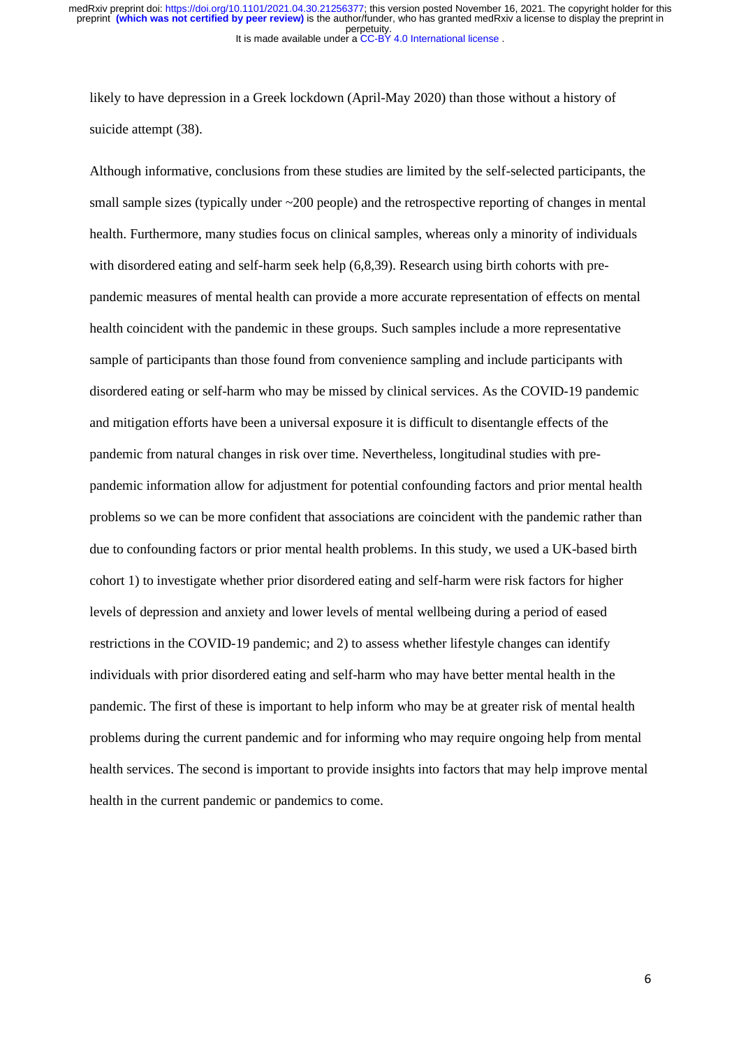likely to have depression in a Greek lockdown (April-May 2020) than those without a history of suicide attempt (38).

Although informative, conclusions from these studies are limited by the self-selected participants, the small sample sizes (typically under ~200 people) and the retrospective reporting of changes in mental health. Furthermore, many studies focus on clinical samples, whereas only a minority of individuals with disordered eating and self-harm seek help (6,8,39). Research using birth cohorts with pre-pandemic measures of mental health can provide a more accurate representation of effects on mental health coincident with the pandemic in these groups. Such samples include a more representative sample of participants than those found from convenience sampling and include participants with disordered eating or self-harm who may be missed by clinical services. As the COVID-19 pandemic and mitigation efforts have been a universal exposure it is difficult to disentangle effects of the pandemic from natural changes in risk over time. Nevertheless, longitudinal studies with pre-pandemic information allow for adjustment for potential confounding factors and prior mental health problems so we can be more confident that associations are coincident with the pandemic rather than due to confounding factors or prior mental health problems. In this study, we used a UK-based birth cohort 1) to investigate whether prior disordered eating and self-harm were risk factors for higher levels of depression and anxiety and lower levels of mental wellbeing during a period of eased restrictions in the COVID-19 pandemic; and 2) to assess whether lifestyle changes can identify individuals with prior disordered eating and self-harm who may have better mental health in the pandemic. The first of these is important to help inform who may be at greater risk of mental health problems during the current pandemic and for informing who may require ongoing help from mental health services. The second is important to provide insights into factors that may help improve mental health in the current pandemic or pandemics to come.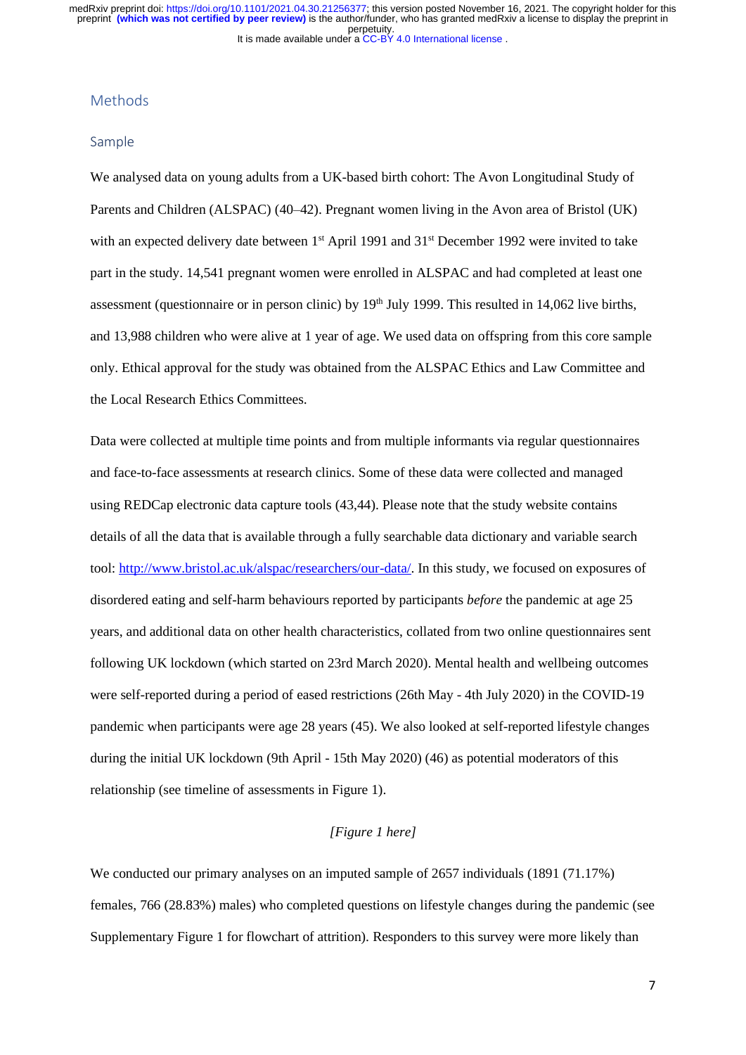## Methods

### Sample

We analysed data on young adults from a UK-based birth cohort: The Avon Longitudinal Study of Parents and Children (ALSPAC) (40–42). Pregnant women living in the Avon area of Bristol (UK) with an expected delivery date between 1st April 1991 and 31st December 1992 were invited to take part in the study. 14,541 pregnant women were enrolled in ALSPAC and had completed at least one assessment (questionnaire or in person clinic) by 19th July 1999. This resulted in 14,062 live births, and 13,988 children who were alive at 1 year of age. We used data on offspring from this core sample only. Ethical approval for the study was obtained from the ALSPAC Ethics and Law Committee and the Local Research Ethics Committees.

Data were collected at multiple time points and from multiple informants via regular questionnaires and face-to-face assessments at research clinics. Some of these data were collected and managed using REDCap electronic data capture tools (43,44). Please note that the study website contains details of all the data that is available through a fully searchable data dictionary and variable search tool: http://www.bristol.ac.uk/alspac/researchers/our-data/. In this study, we focused on exposures of disordered eating and self-harm behaviours reported by participants *before* the pandemic at age 25 years, and additional data on other health characteristics, collated from two online questionnaires sent following UK lockdown (which started on 23rd March 2020). Mental health and wellbeing outcomes were self-reported during a period of eased restrictions (26th May - 4th July 2020) in the COVID-19 pandemic when participants were age 28 years (45). We also looked at self-reported lifestyle changes during the initial UK lockdown (9th April - 15th May 2020) (46) as potential moderators of this relationship (see timeline of assessments in Figure 1).

*[Figure 1 here]*

We conducted our primary analyses on an imputed sample of 2657 individuals (1891 (71.17%) females, 766 (28.83%) males) who completed questions on lifestyle changes during the pandemic (see Supplementary Figure 1 for flowchart of attrition). Responders to this survey were more likely than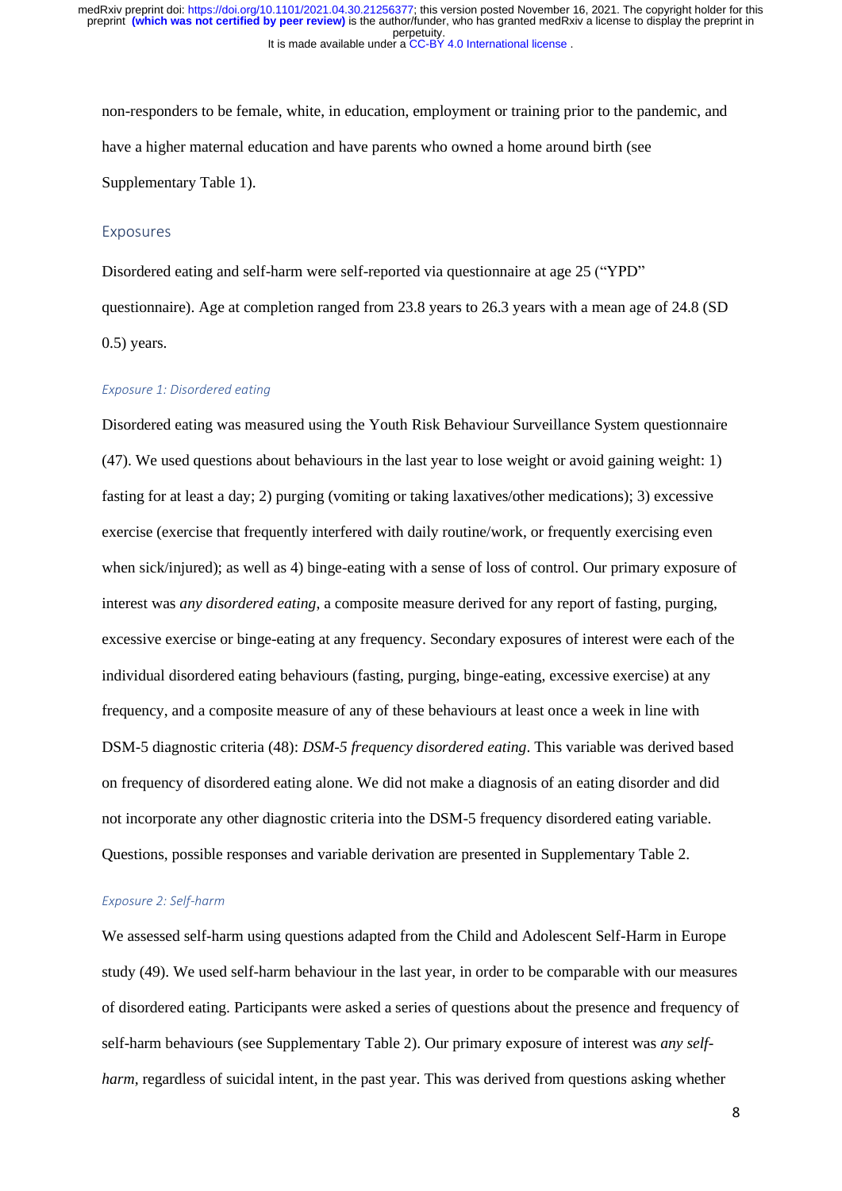non-responders to be female, white, in education, employment or training prior to the pandemic, and have a higher maternal education and have parents who owned a home around birth (see Supplementary Table 1).

## Exposures

Disordered eating and self-harm were self-reported via questionnaire at age 25 ("YPD" questionnaire). Age at completion ranged from 23.8 years to 26.3 years with a mean age of 24.8 (SD 0.5) years.

### *Exposure 1: Disordered eating*

Disordered eating was measured using the Youth Risk Behaviour Surveillance System questionnaire (47). We used questions about behaviours in the last year to lose weight or avoid gaining weight: 1) fasting for at least a day; 2) purging (vomiting or taking laxatives/other medications); 3) excessive exercise (exercise that frequently interfered with daily routine/work, or frequently exercising even when sick/injured); as well as 4) binge-eating with a sense of loss of control. Our primary exposure of interest was *any disordered eating*, a composite measure derived for any report of fasting, purging, excessive exercise or binge-eating at any frequency. Secondary exposures of interest were each of the individual disordered eating behaviours (fasting, purging, binge-eating, excessive exercise) at any frequency, and a composite measure of any of these behaviours at least once a week in line with DSM-5 diagnostic criteria (48): *DSM-5 frequency disordered eating*. This variable was derived based on frequency of disordered eating alone. We did not make a diagnosis of an eating disorder and did not incorporate any other diagnostic criteria into the DSM-5 frequency disordered eating variable. Questions, possible responses and variable derivation are presented in Supplementary Table 2.

### *Exposure 2: Self-harm*

We assessed self-harm using questions adapted from the Child and Adolescent Self-Harm in Europe study (49). We used self-harm behaviour in the last year, in order to be comparable with our measures of disordered eating. Participants were asked a series of questions about the presence and frequency of self-harm behaviours (see Supplementary Table 2). Our primary exposure of interest was *any self-harm*, regardless of suicidal intent, in the past year. This was derived from questions asking whether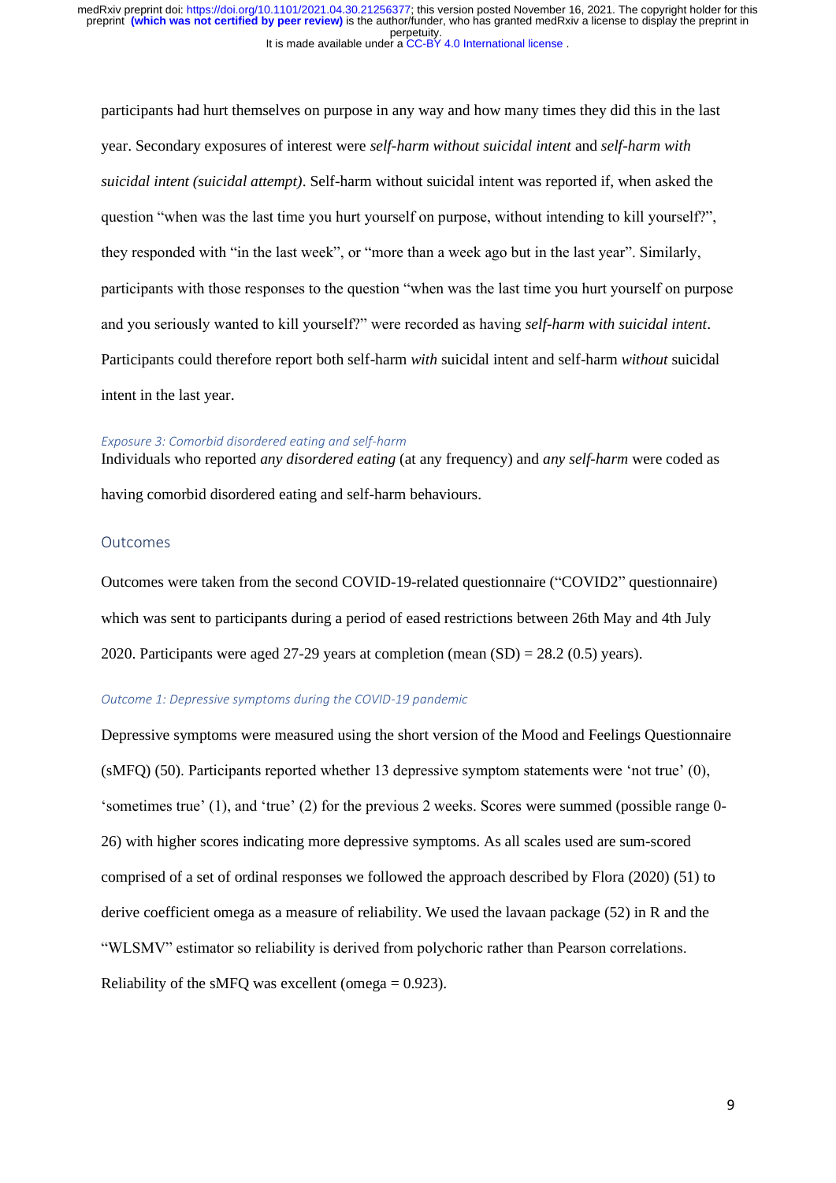participants had hurt themselves on purpose in any way and how many times they did this in the last year. Secondary exposures of interest were *self-harm without suicidal intent* and *self-harm with suicidal intent (suicidal attempt)*. Self-harm without suicidal intent was reported if, when asked the question "when was the last time you hurt yourself on purpose, without intending to kill yourself?", they responded with "in the last week", or "more than a week ago but in the last year". Similarly, participants with those responses to the question "when was the last time you hurt yourself on purpose and you seriously wanted to kill yourself?" were recorded as having *self-harm with suicidal intent*. Participants could therefore report both self-harm *with* suicidal intent and self-harm *without* suicidal intent in the last year.

#### *Exposure 3: Comorbid disordered eating and self-harm*

Individuals who reported *any disordered eating* (at any frequency) and *any self-harm* were coded as having comorbid disordered eating and self-harm behaviours.

### Outcomes

Outcomes were taken from the second COVID-19-related questionnaire ("COVID2" questionnaire) which was sent to participants during a period of eased restrictions between 26th May and 4th July 2020. Participants were aged 27-29 years at completion (mean (SD) = 28.2 (0.5) years).

#### *Outcome 1: Depressive symptoms during the COVID-19 pandemic*

Depressive symptoms were measured using the short version of the Mood and Feelings Questionnaire (sMFQ) (50). Participants reported whether 13 depressive symptom statements were 'not true' (0), 'sometimes true' (1), and 'true' (2) for the previous 2 weeks. Scores were summed (possible range 0-26) with higher scores indicating more depressive symptoms. As all scales used are sum-scored comprised of a set of ordinal responses we followed the approach described by Flora (2020) (51) to derive coefficient omega as a measure of reliability. We used the lavaan package (52) in R and the "WLSMV" estimator so reliability is derived from polychoric rather than Pearson correlations. Reliability of the sMFQ was excellent (omega = 0.923).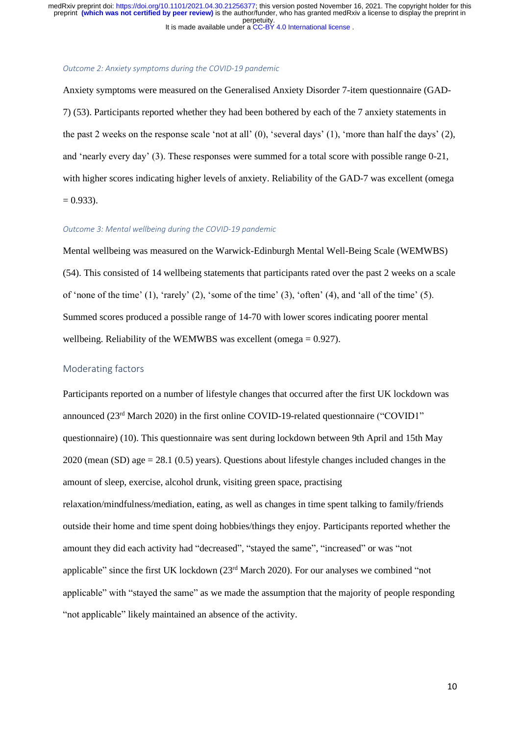*Outcome 2: Anxiety symptoms during the COVID-19 pandemic*

Anxiety symptoms were measured on the Generalised Anxiety Disorder 7-item questionnaire (GAD-7) (53). Participants reported whether they had been bothered by each of the 7 anxiety statements in the past 2 weeks on the response scale 'not at all' (0), 'several days' (1), 'more than half the days' (2), and 'nearly every day' (3). These responses were summed for a total score with possible range 0-21, with higher scores indicating higher levels of anxiety. Reliability of the GAD-7 was excellent (omega = 0.933).

*Outcome 3: Mental wellbeing during the COVID-19 pandemic*

Mental wellbeing was measured on the Warwick-Edinburgh Mental Well-Being Scale (WEMWBS) (54). This consisted of 14 wellbeing statements that participants rated over the past 2 weeks on a scale of 'none of the time' (1), 'rarely' (2), 'some of the time' (3), 'often' (4), and 'all of the time' (5). Summed scores produced a possible range of 14-70 with lower scores indicating poorer mental wellbeing. Reliability of the WEMWBS was excellent (omega = 0.927).

## Moderating factors

Participants reported on a number of lifestyle changes that occurred after the first UK lockdown was announced (23rd March 2020) in the first online COVID-19-related questionnaire ("COVID1" questionnaire) (10). This questionnaire was sent during lockdown between 9th April and 15th May 2020 (mean (SD) age = 28.1 (0.5) years). Questions about lifestyle changes included changes in the amount of sleep, exercise, alcohol drunk, visiting green space, practising relaxation/mindfulness/mediation, eating, as well as changes in time spent talking to family/friends outside their home and time spent doing hobbies/things they enjoy. Participants reported whether the amount they did each activity had "decreased", "stayed the same", "increased" or was "not applicable" since the first UK lockdown (23rd March 2020). For our analyses we combined "not applicable" with "stayed the same" as we made the assumption that the majority of people responding "not applicable" likely maintained an absence of the activity.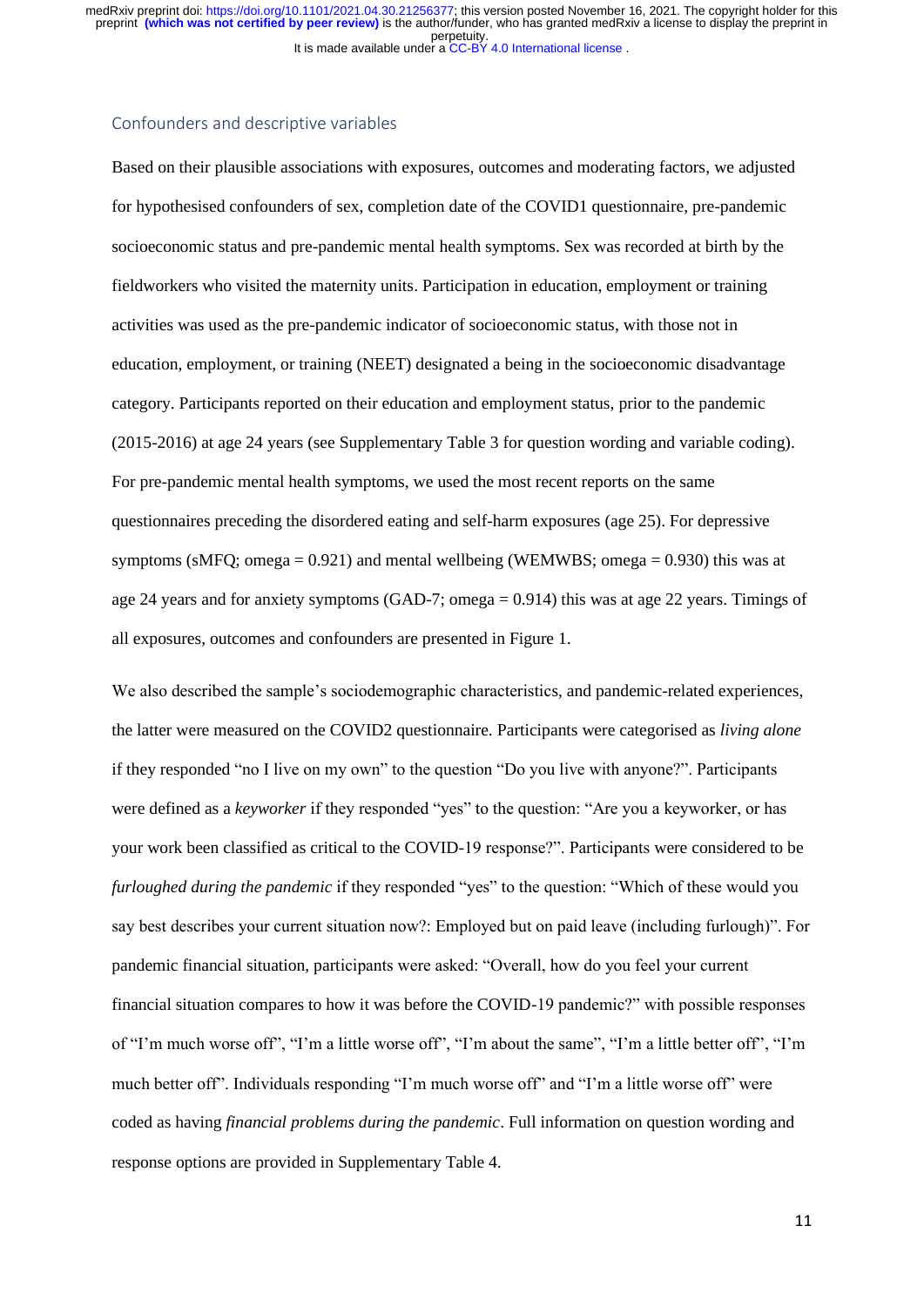## Confounders and descriptive variables

Based on their plausible associations with exposures, outcomes and moderating factors, we adjusted for hypothesised confounders of sex, completion date of the COVID1 questionnaire, pre-pandemic socioeconomic status and pre-pandemic mental health symptoms. Sex was recorded at birth by the fieldworkers who visited the maternity units. Participation in education, employment or training activities was used as the pre-pandemic indicator of socioeconomic status, with those not in education, employment, or training (NEET) designated a being in the socioeconomic disadvantage category. Participants reported on their education and employment status, prior to the pandemic (2015-2016) at age 24 years (see Supplementary Table 3 for question wording and variable coding). For pre-pandemic mental health symptoms, we used the most recent reports on the same questionnaires preceding the disordered eating and self-harm exposures (age 25). For depressive symptoms (sMFQ; omega = 0.921) and mental wellbeing (WEMWBS; omega = 0.930) this was at age 24 years and for anxiety symptoms (GAD-7; omega = 0.914) this was at age 22 years. Timings of all exposures, outcomes and confounders are presented in Figure 1.

We also described the sample's sociodemographic characteristics, and pandemic-related experiences, the latter were measured on the COVID2 questionnaire. Participants were categorised as *living alone* if they responded "no I live on my own" to the question "Do you live with anyone?". Participants were defined as a *keyworker* if they responded "yes" to the question: "Are you a keyworker, or has your work been classified as critical to the COVID-19 response?". Participants were considered to be *furloughed during the pandemic* if they responded "yes" to the question: "Which of these would you say best describes your current situation now?: Employed but on paid leave (including furlough)". For pandemic financial situation, participants were asked: "Overall, how do you feel your current financial situation compares to how it was before the COVID-19 pandemic?" with possible responses of "I'm much worse off", "I'm a little worse off", "I'm about the same", "I'm a little better off", "I'm much better off". Individuals responding "I'm much worse off" and "I'm a little worse off" were coded as having *financial problems during the pandemic*. Full information on question wording and response options are provided in Supplementary Table 4.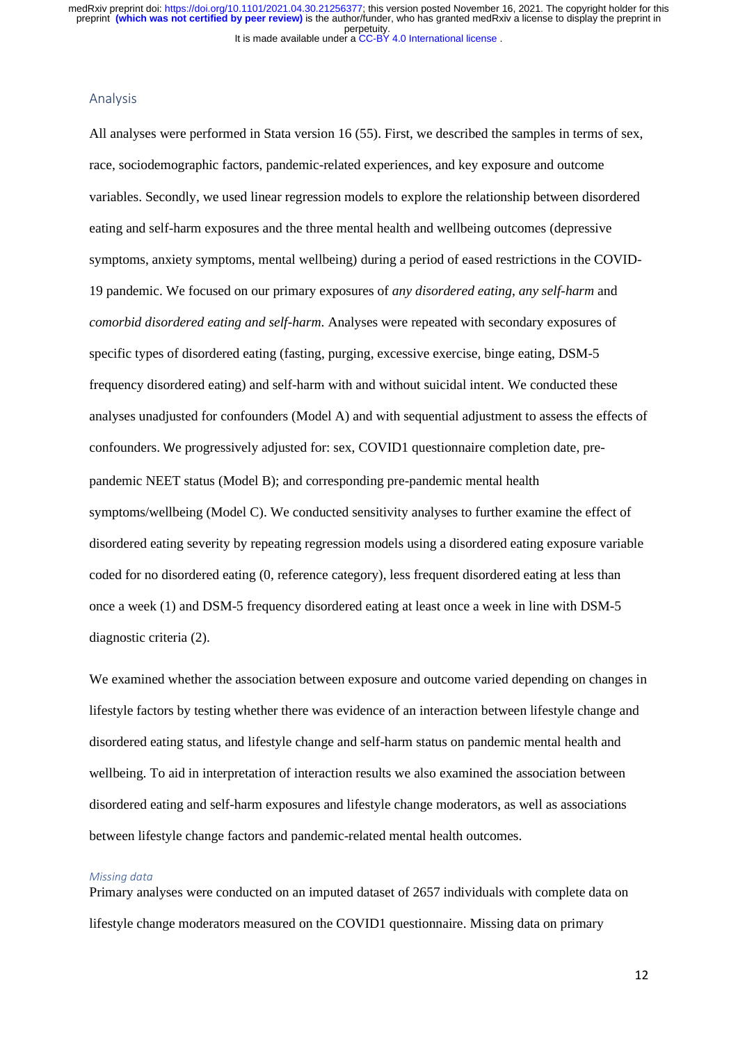## Analysis

All analyses were performed in Stata version 16 (55). First, we described the samples in terms of sex, race, sociodemographic factors, pandemic-related experiences, and key exposure and outcome variables. Secondly, we used linear regression models to explore the relationship between disordered eating and self-harm exposures and the three mental health and wellbeing outcomes (depressive symptoms, anxiety symptoms, mental wellbeing) during a period of eased restrictions in the COVID-19 pandemic. We focused on our primary exposures of *any disordered eating*, *any self-harm* and *comorbid disordered eating and self-harm.* Analyses were repeated with secondary exposures of specific types of disordered eating (fasting, purging, excessive exercise, binge eating, DSM-5 frequency disordered eating) and self-harm with and without suicidal intent. We conducted these analyses unadjusted for confounders (Model A) and with sequential adjustment to assess the effects of confounders. We progressively adjusted for: sex, COVID1 questionnaire completion date, pre-pandemic NEET status (Model B); and corresponding pre-pandemic mental health symptoms/wellbeing (Model C). We conducted sensitivity analyses to further examine the effect of disordered eating severity by repeating regression models using a disordered eating exposure variable coded for no disordered eating (0, reference category), less frequent disordered eating at less than once a week (1) and DSM-5 frequency disordered eating at least once a week in line with DSM-5 diagnostic criteria (2).

We examined whether the association between exposure and outcome varied depending on changes in lifestyle factors by testing whether there was evidence of an interaction between lifestyle change and disordered eating status, and lifestyle change and self-harm status on pandemic mental health and wellbeing. To aid in interpretation of interaction results we also examined the association between disordered eating and self-harm exposures and lifestyle change moderators, as well as associations between lifestyle change factors and pandemic-related mental health outcomes.

### *Missing data*

Primary analyses were conducted on an imputed dataset of 2657 individuals with complete data on lifestyle change moderators measured on the COVID1 questionnaire. Missing data on primary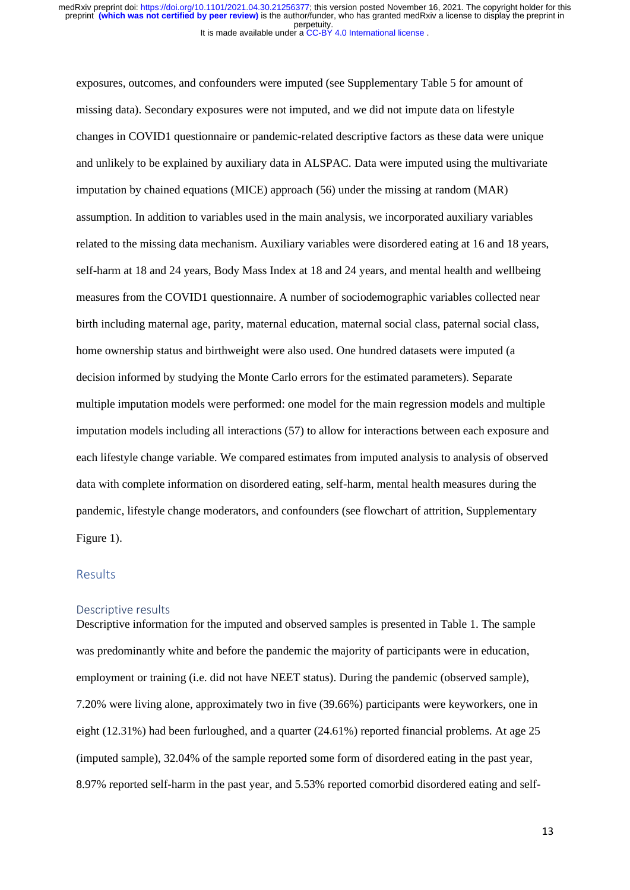exposures, outcomes, and confounders were imputed (see Supplementary Table 5 for amount of missing data). Secondary exposures were not imputed, and we did not impute data on lifestyle changes in COVID1 questionnaire or pandemic-related descriptive factors as these data were unique and unlikely to be explained by auxiliary data in ALSPAC. Data were imputed using the multivariate imputation by chained equations (MICE) approach (56) under the missing at random (MAR) assumption. In addition to variables used in the main analysis, we incorporated auxiliary variables related to the missing data mechanism. Auxiliary variables were disordered eating at 16 and 18 years, self-harm at 18 and 24 years, Body Mass Index at 18 and 24 years, and mental health and wellbeing measures from the COVID1 questionnaire. A number of sociodemographic variables collected near birth including maternal age, parity, maternal education, maternal social class, paternal social class, home ownership status and birthweight were also used. One hundred datasets were imputed (a decision informed by studying the Monte Carlo errors for the estimated parameters). Separate multiple imputation models were performed: one model for the main regression models and multiple imputation models including all interactions (57) to allow for interactions between each exposure and each lifestyle change variable. We compared estimates from imputed analysis to analysis of observed data with complete information on disordered eating, self-harm, mental health measures during the pandemic, lifestyle change moderators, and confounders (see flowchart of attrition, Supplementary Figure 1).

## Results

### Descriptive results

Descriptive information for the imputed and observed samples is presented in Table 1. The sample was predominantly white and before the pandemic the majority of participants were in education, employment or training (i.e. did not have NEET status). During the pandemic (observed sample), 7.20% were living alone, approximately two in five (39.66%) participants were keyworkers, one in eight (12.31%) had been furloughed, and a quarter (24.61%) reported financial problems. At age 25 (imputed sample), 32.04% of the sample reported some form of disordered eating in the past year, 8.97% reported self-harm in the past year, and 5.53% reported comorbid disordered eating and self-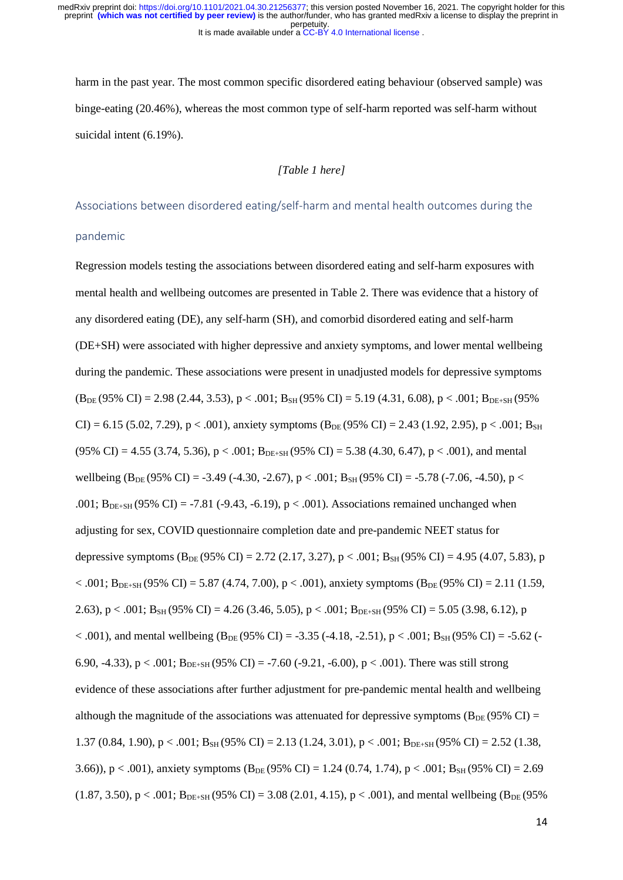harm in the past year. The most common specific disordered eating behaviour (observed sample) was binge-eating (20.46%), whereas the most common type of self-harm reported was self-harm without suicidal intent (6.19%).

*[Table 1 here]*

## Associations between disordered eating/self-harm and mental health outcomes during the pandemic

Regression models testing the associations between disordered eating and self-harm exposures with mental health and wellbeing outcomes are presented in Table 2. There was evidence that a history of any disordered eating (DE), any self-harm (SH), and comorbid disordered eating and self-harm (DE+SH) were associated with higher depressive and anxiety symptoms, and lower mental wellbeing during the pandemic. These associations were present in unadjusted models for depressive symptoms ($B_{DE}$ (95% CI) = 2.98 (2.44, 3.53), p < .001; $B_{SH}$ (95% CI) = 5.19 (4.31, 6.08), p < .001; $B_{DE+SH}$ (95% CI) = 6.15 (5.02, 7.29), p < .001), anxiety symptoms ($B_{DE}$ (95% CI) = 2.43 (1.92, 2.95), p < .001; $B_{SH}$ (95% CI) = 4.55 (3.74, 5.36), p < .001; $B_{DE+SH}$ (95% CI) = 5.38 (4.30, 6.47), p < .001), and mental wellbeing ($B_{DE}$ (95% CI) = -3.49 (-4.30, -2.67), p < .001; $B_{SH}$ (95% CI) = -5.78 (-7.06, -4.50), p < .001; $B_{DE+SH}$ (95% CI) = -7.81 (-9.43, -6.19), p < .001). Associations remained unchanged when adjusting for sex, COVID questionnaire completion date and pre-pandemic NEET status for depressive symptoms ($B_{DE}$ (95% CI) = 2.72 (2.17, 3.27), p < .001; $B_{SH}$ (95% CI) = 4.95 (4.07, 5.83), p < .001; $B_{DE+SH}$ (95% CI) = 5.87 (4.74, 7.00), p < .001), anxiety symptoms ($B_{DE}$ (95% CI) = 2.11 (1.59, 2.63), p < .001; $B_{SH}$ (95% CI) = 4.26 (3.46, 5.05), p < .001; $B_{DE+SH}$ (95% CI) = 5.05 (3.98, 6.12), p < .001), and mental wellbeing ($B_{DE}$ (95% CI) = -3.35 (-4.18, -2.51), p < .001; $B_{SH}$ (95% CI) = -5.62 (-6.90, -4.33), p < .001; $B_{DE+SH}$ (95% CI) = -7.60 (-9.21, -6.00), p < .001). There was still strong evidence of these associations after further adjustment for pre-pandemic mental health and wellbeing although the magnitude of the associations was attenuated for depressive symptoms ($B_{DE}$ (95% CI) = 1.37 (0.84, 1.90), p < .001; $B_{SH}$ (95% CI) = 2.13 (1.24, 3.01), p < .001; $B_{DE+SH}$ (95% CI) = 2.52 (1.38, 3.66)), p < .001), anxiety symptoms ($B_{DE}$ (95% CI) = 1.24 (0.74, 1.74), p < .001; $B_{SH}$ (95% CI) = 2.69 (1.87, 3.50), p < .001; $B_{DE+SH}$ (95% CI) = 3.08 (2.01, 4.15), p < .001), and mental wellbeing ($B_{DE}$ (95%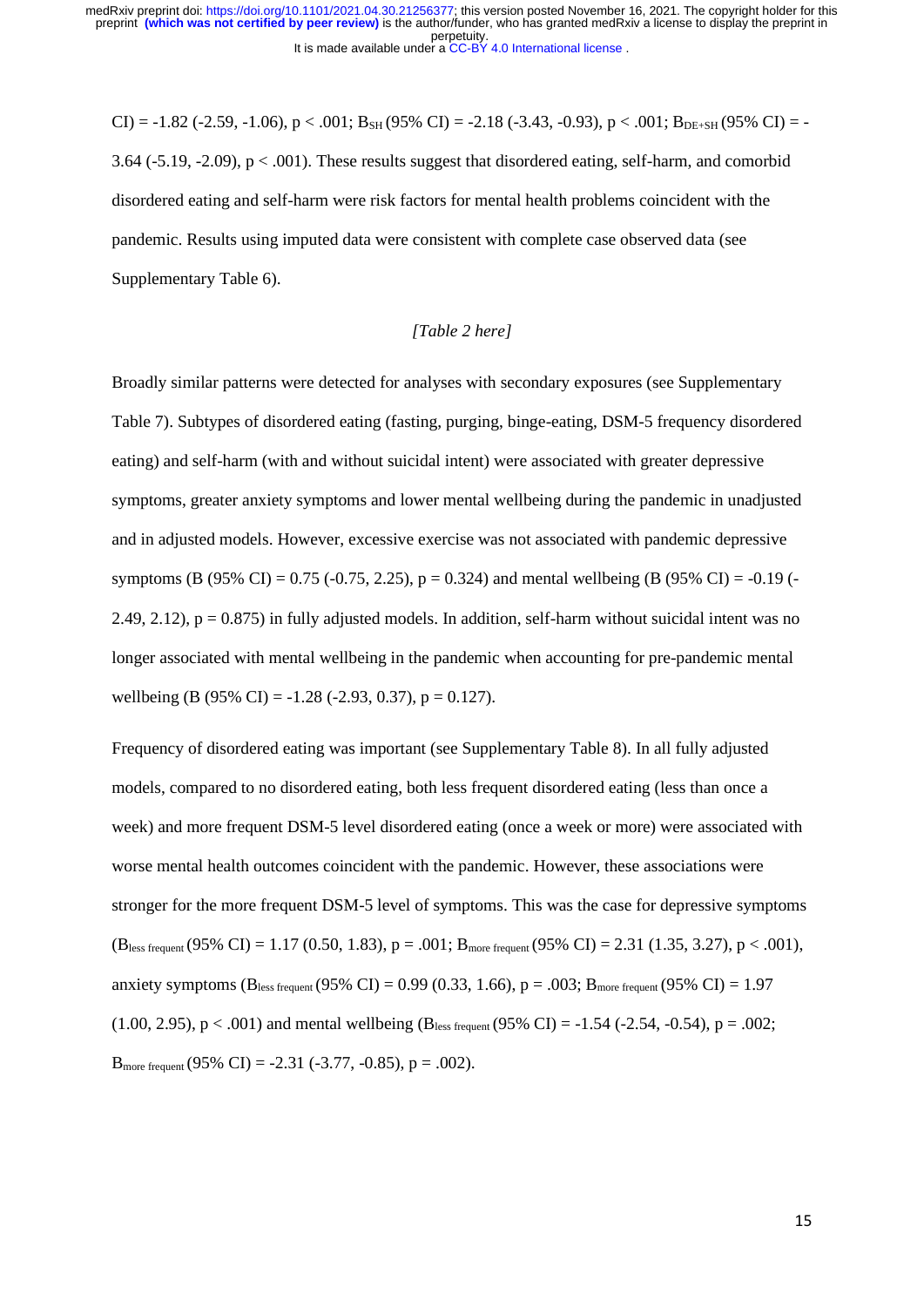CI) = -1.82 (-2.59, -1.06), $p < .001$; $B_{SH}$ (95% CI) = -2.18 (-3.43, -0.93), $p < .001$; $B_{DE+SH}$ (95% CI) = -3.64 (-5.19, -2.09), $p < .001$). These results suggest that disordered eating, self-harm, and comorbid disordered eating and self-harm were risk factors for mental health problems coincident with the pandemic. Results using imputed data were consistent with complete case observed data (see Supplementary Table 6).

*[Table 2 here]*

Broadly similar patterns were detected for analyses with secondary exposures (see Supplementary Table 7). Subtypes of disordered eating (fasting, purging, binge-eating, DSM-5 frequency disordered eating) and self-harm (with and without suicidal intent) were associated with greater depressive symptoms, greater anxiety symptoms and lower mental wellbeing during the pandemic in unadjusted and in adjusted models. However, excessive exercise was not associated with pandemic depressive symptoms (B (95% CI) = 0.75 (-0.75, 2.25), $p = 0.324$) and mental wellbeing (B (95% CI) = -0.19 (-2.49, 2.12), $p = 0.875$) in fully adjusted models. In addition, self-harm without suicidal intent was no longer associated with mental wellbeing in the pandemic when accounting for pre-pandemic mental wellbeing (B (95% CI) = -1.28 (-2.93, 0.37), $p = 0.127$).

Frequency of disordered eating was important (see Supplementary Table 8). In all fully adjusted models, compared to no disordered eating, both less frequent disordered eating (less than once a week) and more frequent DSM-5 level disordered eating (once a week or more) were associated with worse mental health outcomes coincident with the pandemic. However, these associations were stronger for the more frequent DSM-5 level of symptoms. This was the case for depressive symptoms ($B_{\text{less frequent}}$ (95% CI) = 1.17 (0.50, 1.83), $p = .001$; $B_{\text{more frequent}}$ (95% CI) = 2.31 (1.35, 3.27), $p < .001$), anxiety symptoms ($B_{\text{less frequent}}$ (95% CI) = 0.99 (0.33, 1.66), $p = .003$; $B_{\text{more frequent}}$ (95% CI) = 1.97 (1.00, 2.95), $p < .001$) and mental wellbeing ($B_{\text{less frequent}}$ (95% CI) = -1.54 (-2.54, -0.54), $p = .002$; $B_{\text{more frequent}}$ (95% CI) = -2.31 (-3.77, -0.85), $p = .002$).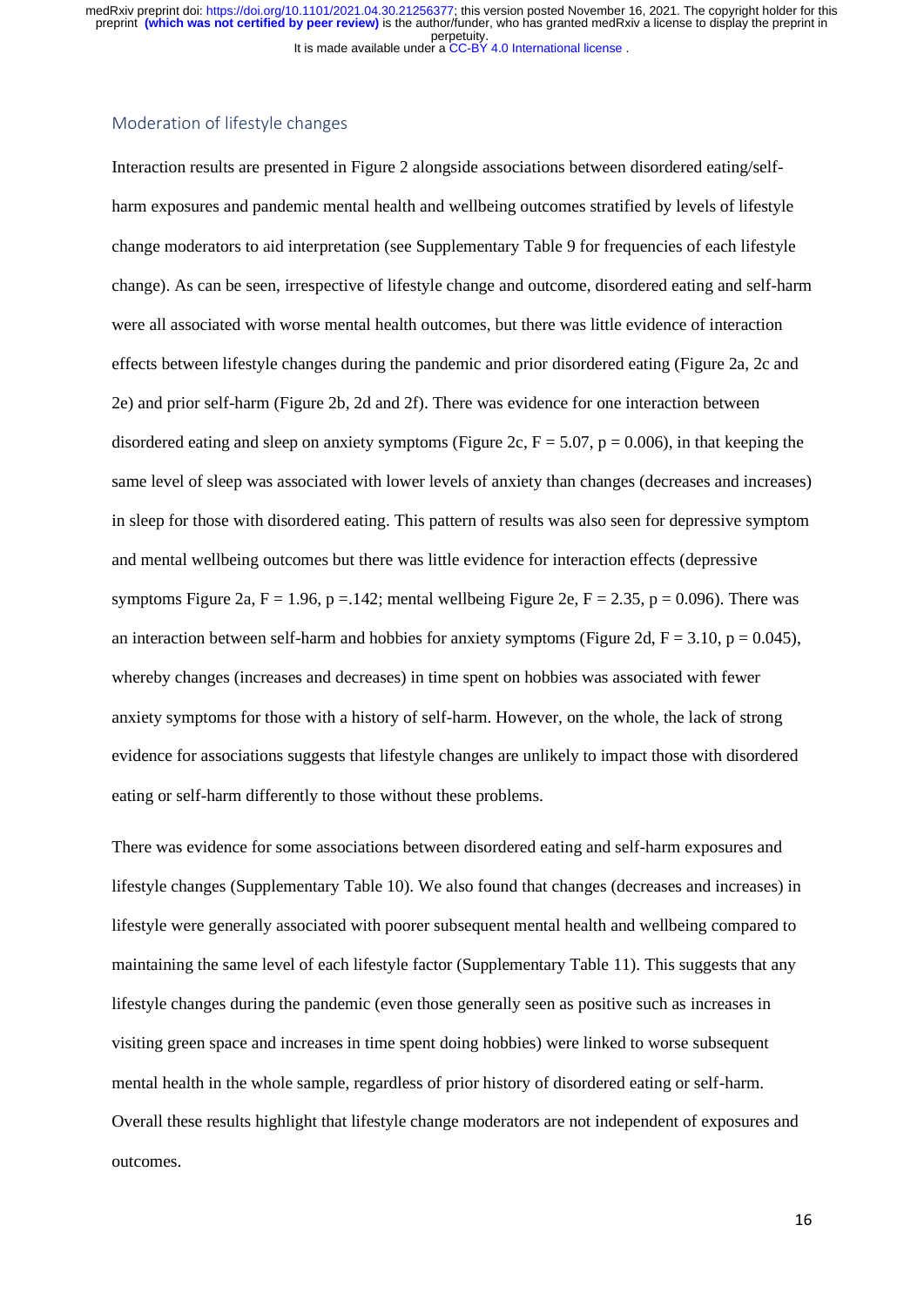## Moderation of lifestyle changes

Interaction results are presented in Figure 2 alongside associations between disordered eating/self-harm exposures and pandemic mental health and wellbeing outcomes stratified by levels of lifestyle change moderators to aid interpretation (see Supplementary Table 9 for frequencies of each lifestyle change). As can be seen, irrespective of lifestyle change and outcome, disordered eating and self-harm were all associated with worse mental health outcomes, but there was little evidence of interaction effects between lifestyle changes during the pandemic and prior disordered eating (Figure 2a, 2c and 2e) and prior self-harm (Figure 2b, 2d and 2f). There was evidence for one interaction between disordered eating and sleep on anxiety symptoms (Figure 2c, $F = 5.07$, $p = 0.006$), in that keeping the same level of sleep was associated with lower levels of anxiety than changes (decreases and increases) in sleep for those with disordered eating. This pattern of results was also seen for depressive symptom and mental wellbeing outcomes but there was little evidence for interaction effects (depressive symptoms Figure 2a, $F = 1.96$, $p = .142$; mental wellbeing Figure 2e, $F = 2.35$, $p = 0.096$). There was an interaction between self-harm and hobbies for anxiety symptoms (Figure 2d, $F = 3.10$, $p = 0.045$), whereby changes (increases and decreases) in time spent on hobbies was associated with fewer anxiety symptoms for those with a history of self-harm. However, on the whole, the lack of strong evidence for associations suggests that lifestyle changes are unlikely to impact those with disordered eating or self-harm differently to those without these problems.

There was evidence for some associations between disordered eating and self-harm exposures and lifestyle changes (Supplementary Table 10). We also found that changes (decreases and increases) in lifestyle were generally associated with poorer subsequent mental health and wellbeing compared to maintaining the same level of each lifestyle factor (Supplementary Table 11). This suggests that any lifestyle changes during the pandemic (even those generally seen as positive such as increases in visiting green space and increases in time spent doing hobbies) were linked to worse subsequent mental health in the whole sample, regardless of prior history of disordered eating or self-harm. Overall these results highlight that lifestyle change moderators are not independent of exposures and outcomes.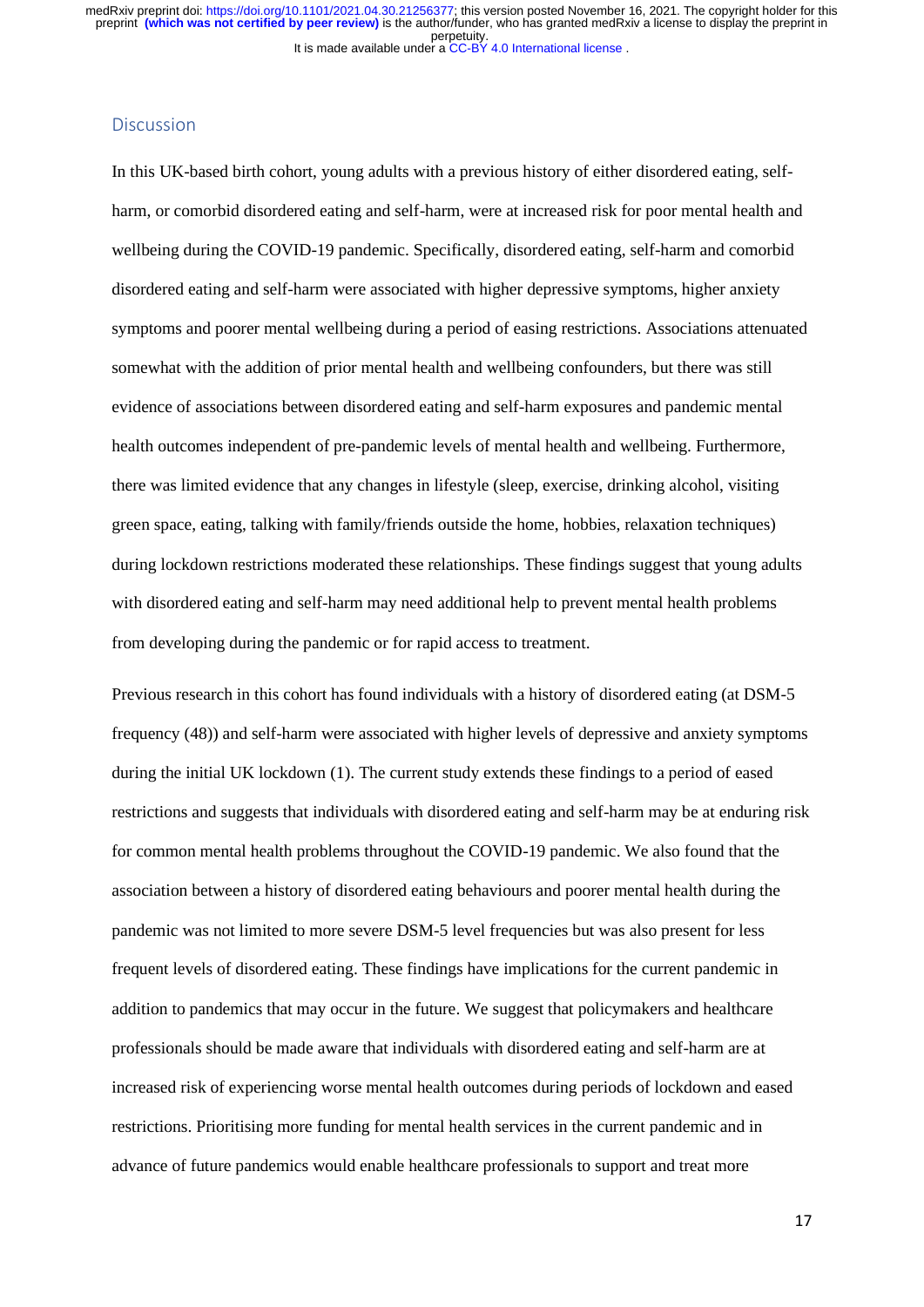## Discussion

In this UK-based birth cohort, young adults with a previous history of either disordered eating, self-harm, or comorbid disordered eating and self-harm, were at increased risk for poor mental health and wellbeing during the COVID-19 pandemic. Specifically, disordered eating, self-harm and comorbid disordered eating and self-harm were associated with higher depressive symptoms, higher anxiety symptoms and poorer mental wellbeing during a period of easing restrictions. Associations attenuated somewhat with the addition of prior mental health and wellbeing confounders, but there was still evidence of associations between disordered eating and self-harm exposures and pandemic mental health outcomes independent of pre-pandemic levels of mental health and wellbeing. Furthermore, there was limited evidence that any changes in lifestyle (sleep, exercise, drinking alcohol, visiting green space, eating, talking with family/friends outside the home, hobbies, relaxation techniques) during lockdown restrictions moderated these relationships. These findings suggest that young adults with disordered eating and self-harm may need additional help to prevent mental health problems from developing during the pandemic or for rapid access to treatment.

Previous research in this cohort has found individuals with a history of disordered eating (at DSM-5 frequency (48)) and self-harm were associated with higher levels of depressive and anxiety symptoms during the initial UK lockdown (1). The current study extends these findings to a period of eased restrictions and suggests that individuals with disordered eating and self-harm may be at enduring risk for common mental health problems throughout the COVID-19 pandemic. We also found that the association between a history of disordered eating behaviours and poorer mental health during the pandemic was not limited to more severe DSM-5 level frequencies but was also present for less frequent levels of disordered eating. These findings have implications for the current pandemic in addition to pandemics that may occur in the future. We suggest that policymakers and healthcare professionals should be made aware that individuals with disordered eating and self-harm are at increased risk of experiencing worse mental health outcomes during periods of lockdown and eased restrictions. Prioritising more funding for mental health services in the current pandemic and in advance of future pandemics would enable healthcare professionals to support and treat more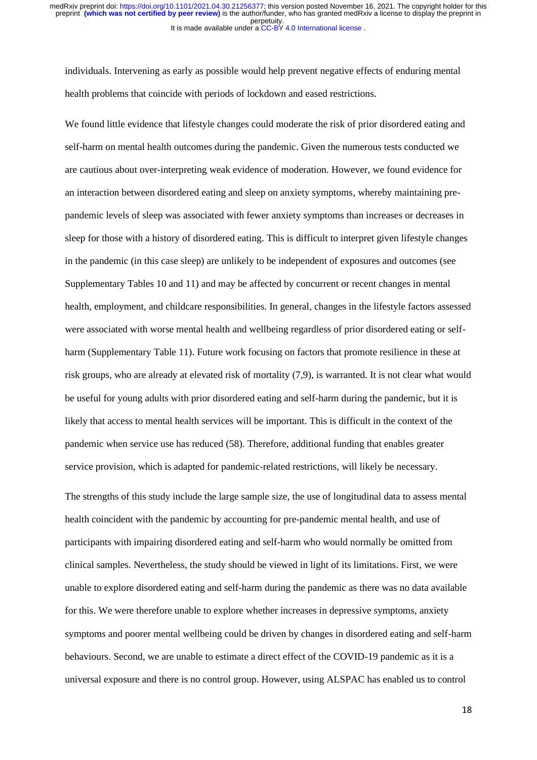individuals. Intervening as early as possible would help prevent negative effects of enduring mental health problems that coincide with periods of lockdown and eased restrictions.

We found little evidence that lifestyle changes could moderate the risk of prior disordered eating and self-harm on mental health outcomes during the pandemic. Given the numerous tests conducted we are cautious about over-interpreting weak evidence of moderation. However, we found evidence for an interaction between disordered eating and sleep on anxiety symptoms, whereby maintaining pre-pandemic levels of sleep was associated with fewer anxiety symptoms than increases or decreases in sleep for those with a history of disordered eating. This is difficult to interpret given lifestyle changes in the pandemic (in this case sleep) are unlikely to be independent of exposures and outcomes (see Supplementary Tables 10 and 11) and may be affected by concurrent or recent changes in mental health, employment, and childcare responsibilities. In general, changes in the lifestyle factors assessed were associated with worse mental health and wellbeing regardless of prior disordered eating or self-harm (Supplementary Table 11). Future work focusing on factors that promote resilience in these at risk groups, who are already at elevated risk of mortality (7,9), is warranted. It is not clear what would be useful for young adults with prior disordered eating and self-harm during the pandemic, but it is likely that access to mental health services will be important. This is difficult in the context of the pandemic when service use has reduced (58). Therefore, additional funding that enables greater service provision, which is adapted for pandemic-related restrictions, will likely be necessary.

The strengths of this study include the large sample size, the use of longitudinal data to assess mental health coincident with the pandemic by accounting for pre-pandemic mental health, and use of participants with impairing disordered eating and self-harm who would normally be omitted from clinical samples. Nevertheless, the study should be viewed in light of its limitations. First, we were unable to explore disordered eating and self-harm during the pandemic as there was no data available for this. We were therefore unable to explore whether increases in depressive symptoms, anxiety symptoms and poorer mental wellbeing could be driven by changes in disordered eating and self-harm behaviours. Second, we are unable to estimate a direct effect of the COVID-19 pandemic as it is a universal exposure and there is no control group. However, using ALSPAC has enabled us to control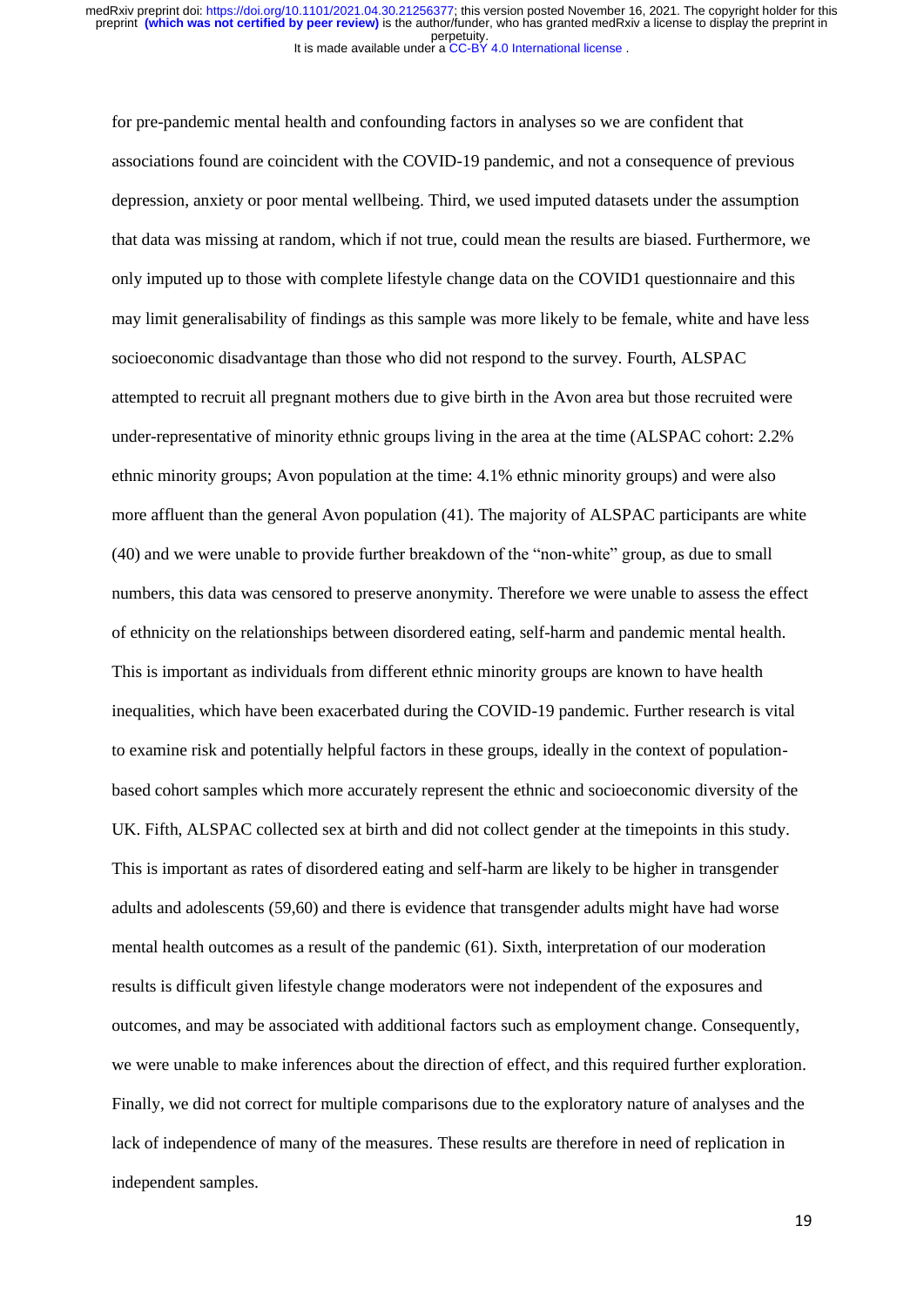for pre-pandemic mental health and confounding factors in analyses so we are confident that associations found are coincident with the COVID-19 pandemic, and not a consequence of previous depression, anxiety or poor mental wellbeing. Third, we used imputed datasets under the assumption that data was missing at random, which if not true, could mean the results are biased. Furthermore, we only imputed up to those with complete lifestyle change data on the COVID1 questionnaire and this may limit generalisability of findings as this sample was more likely to be female, white and have less socioeconomic disadvantage than those who did not respond to the survey. Fourth, ALSPAC attempted to recruit all pregnant mothers due to give birth in the Avon area but those recruited were under-representative of minority ethnic groups living in the area at the time (ALSPAC cohort: 2.2% ethnic minority groups; Avon population at the time: 4.1% ethnic minority groups) and were also more affluent than the general Avon population (41). The majority of ALSPAC participants are white (40) and we were unable to provide further breakdown of the "non-white" group, as due to small numbers, this data was censored to preserve anonymity. Therefore we were unable to assess the effect of ethnicity on the relationships between disordered eating, self-harm and pandemic mental health. This is important as individuals from different ethnic minority groups are known to have health inequalities, which have been exacerbated during the COVID-19 pandemic. Further research is vital to examine risk and potentially helpful factors in these groups, ideally in the context of population-based cohort samples which more accurately represent the ethnic and socioeconomic diversity of the UK. Fifth, ALSPAC collected sex at birth and did not collect gender at the timepoints in this study. This is important as rates of disordered eating and self-harm are likely to be higher in transgender adults and adolescents (59,60) and there is evidence that transgender adults might have had worse mental health outcomes as a result of the pandemic (61). Sixth, interpretation of our moderation results is difficult given lifestyle change moderators were not independent of the exposures and outcomes, and may be associated with additional factors such as employment change. Consequently, we were unable to make inferences about the direction of effect, and this required further exploration. Finally, we did not correct for multiple comparisons due to the exploratory nature of analyses and the lack of independence of many of the measures. These results are therefore in need of replication in independent samples.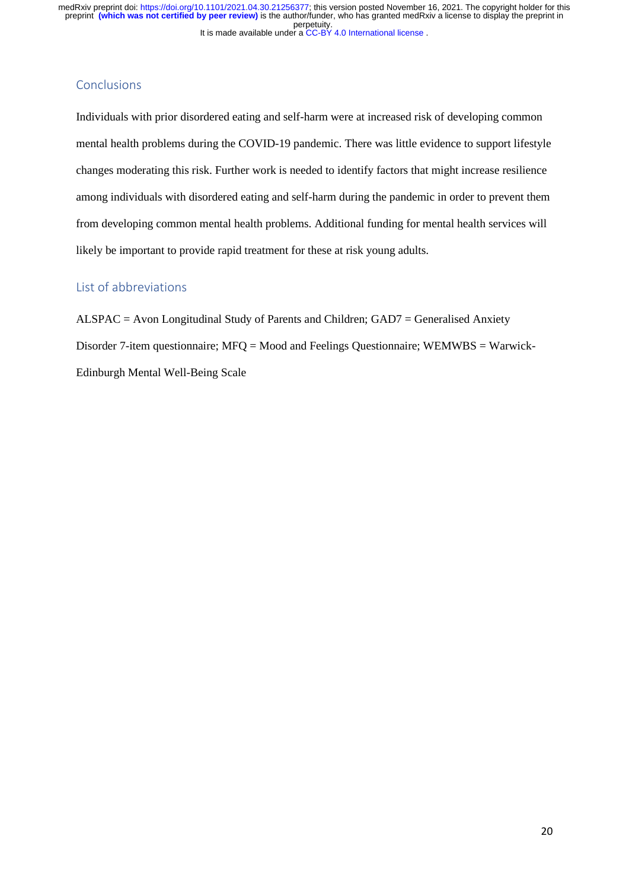## Conclusions

Individuals with prior disordered eating and self-harm were at increased risk of developing common mental health problems during the COVID-19 pandemic. There was little evidence to support lifestyle changes moderating this risk. Further work is needed to identify factors that might increase resilience among individuals with disordered eating and self-harm during the pandemic in order to prevent them from developing common mental health problems. Additional funding for mental health services will likely be important to provide rapid treatment for these at risk young adults.

## List of abbreviations

ALSPAC = Avon Longitudinal Study of Parents and Children; GAD7 = Generalised Anxiety Disorder 7-item questionnaire; MFQ = Mood and Feelings Questionnaire; WEMWBS = Warwick-Edinburgh Mental Well-Being Scale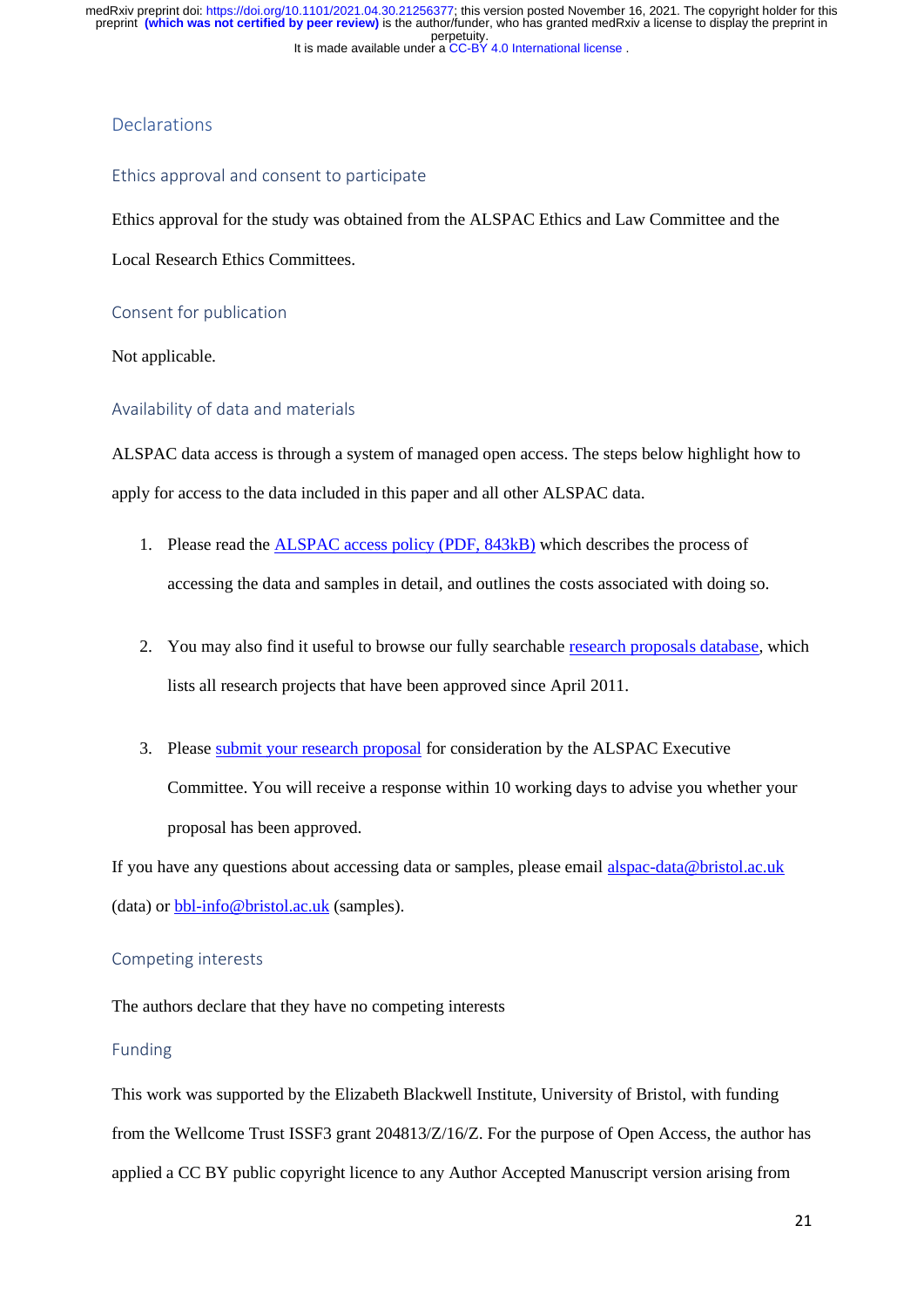# Declarations

## Ethics approval and consent to participate

Ethics approval for the study was obtained from the ALSPAC Ethics and Law Committee and the Local Research Ethics Committees.

## Consent for publication

Not applicable.

## Availability of data and materials

ALSPAC data access is through a system of managed open access. The steps below highlight how to apply for access to the data included in this paper and all other ALSPAC data.

1. Please read the ALSPAC access policy (PDF, 843kB) which describes the process of accessing the data and samples in detail, and outlines the costs associated with doing so.

2. You may also find it useful to browse our fully searchable research proposals database, which lists all research projects that have been approved since April 2011.

3. Please submit your research proposal for consideration by the ALSPAC Executive Committee. You will receive a response within 10 working days to advise you whether your proposal has been approved.

If you have any questions about accessing data or samples, please email alspac-data@bristol.ac.uk (data) or bbl-info@bristol.ac.uk (samples).

## Competing interests

The authors declare that they have no competing interests

## Funding

This work was supported by the Elizabeth Blackwell Institute, University of Bristol, with funding from the Wellcome Trust ISSF3 grant 204813/Z/16/Z. For the purpose of Open Access, the author has applied a CC BY public copyright licence to any Author Accepted Manuscript version arising from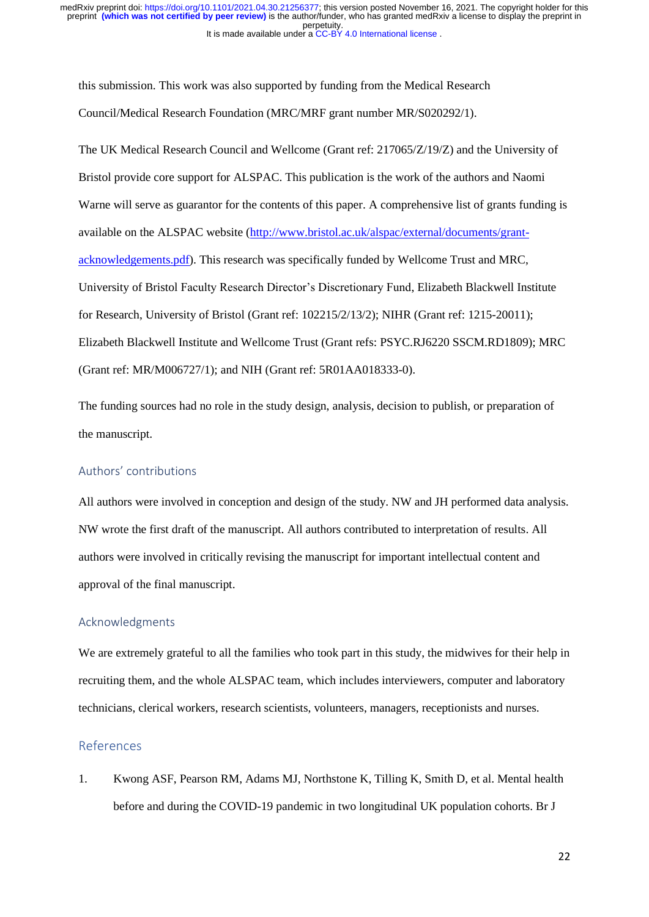this submission. This work was also supported by funding from the Medical Research Council/Medical Research Foundation (MRC/MRF grant number MR/S020292/1).

The UK Medical Research Council and Wellcome (Grant ref: 217065/Z/19/Z) and the University of Bristol provide core support for ALSPAC. This publication is the work of the authors and Naomi Warne will serve as guarantor for the contents of this paper. A comprehensive list of grants funding is available on the ALSPAC website (http://www.bristol.ac.uk/alspac/external/documents/grant-acknowledgements.pdf). This research was specifically funded by Wellcome Trust and MRC, University of Bristol Faculty Research Director's Discretionary Fund, Elizabeth Blackwell Institute for Research, University of Bristol (Grant ref: 102215/2/13/2); NIHR (Grant ref: 1215-20011); Elizabeth Blackwell Institute and Wellcome Trust (Grant refs: PSYC.RJ6220 SSCM.RD1809); MRC (Grant ref: MR/M006727/1); and NIH (Grant ref: 5R01AA018333-0).

The funding sources had no role in the study design, analysis, decision to publish, or preparation of the manuscript.

## Authors' contributions

All authors were involved in conception and design of the study. NW and JH performed data analysis. NW wrote the first draft of the manuscript. All authors contributed to interpretation of results. All authors were involved in critically revising the manuscript for important intellectual content and approval of the final manuscript.

## Acknowledgments

We are extremely grateful to all the families who took part in this study, the midwives for their help in recruiting them, and the whole ALSPAC team, which includes interviewers, computer and laboratory technicians, clerical workers, research scientists, volunteers, managers, receptionists and nurses.

## References

1. Kwong ASF, Pearson RM, Adams MJ, Northstone K, Tilling K, Smith D, et al. Mental health before and during the COVID-19 pandemic in two longitudinal UK population cohorts. Br J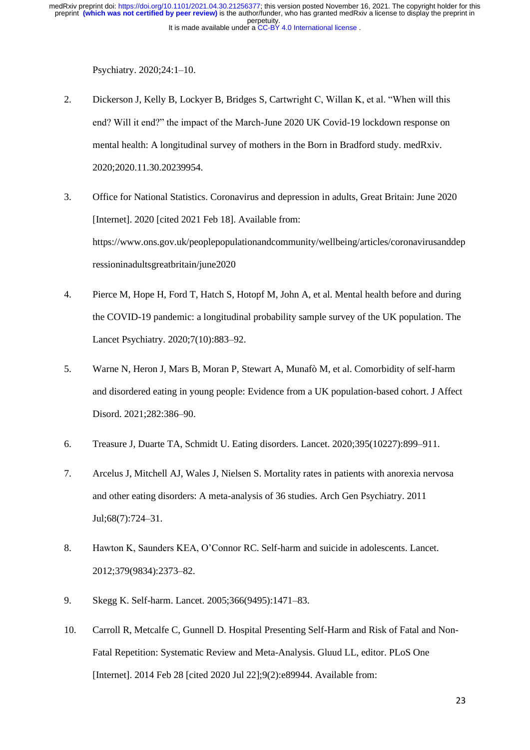Psychiatry. 2020;24:1–10.

2. Dickerson J, Kelly B, Lockyer B, Bridges S, Cartwright C, Willan K, et al. "When will this end? Will it end?" the impact of the March-June 2020 UK Covid-19 lockdown response on mental health: A longitudinal survey of mothers in the Born in Bradford study. medRxiv. 2020;2020.11.30.20239954.

3. Office for National Statistics. Coronavirus and depression in adults, Great Britain: June 2020 [Internet]. 2020 [cited 2021 Feb 18]. Available from: https://www.ons.gov.uk/peoplepopulationandcommunity/wellbeing/articles/coronavirusanddepressioninadultsgreatbritain/june2020

4. Pierce M, Hope H, Ford T, Hatch S, Hotopf M, John A, et al. Mental health before and during the COVID-19 pandemic: a longitudinal probability sample survey of the UK population. The Lancet Psychiatry. 2020;7(10):883–92.

5. Warne N, Heron J, Mars B, Moran P, Stewart A, Munafò M, et al. Comorbidity of self-harm and disordered eating in young people: Evidence from a UK population-based cohort. J Affect Disord. 2021;282:386–90.

6. Treasure J, Duarte TA, Schmidt U. Eating disorders. Lancet. 2020;395(10227):899–911.

7. Arcelus J, Mitchell AJ, Wales J, Nielsen S. Mortality rates in patients with anorexia nervosa and other eating disorders: A meta-analysis of 36 studies. Arch Gen Psychiatry. 2011 Jul;68(7):724–31.

8. Hawton K, Saunders KEA, O'Connor RC. Self-harm and suicide in adolescents. Lancet. 2012;379(9834):2373–82.

9. Skegg K. Self-harm. Lancet. 2005;366(9495):1471–83.

10. Carroll R, Metcalfe C, Gunnell D. Hospital Presenting Self-Harm and Risk of Fatal and Non-Fatal Repetition: Systematic Review and Meta-Analysis. Gluud LL, editor. PLoS One [Internet]. 2014 Feb 28 [cited 2020 Jul 22];9(2):e89944. Available from: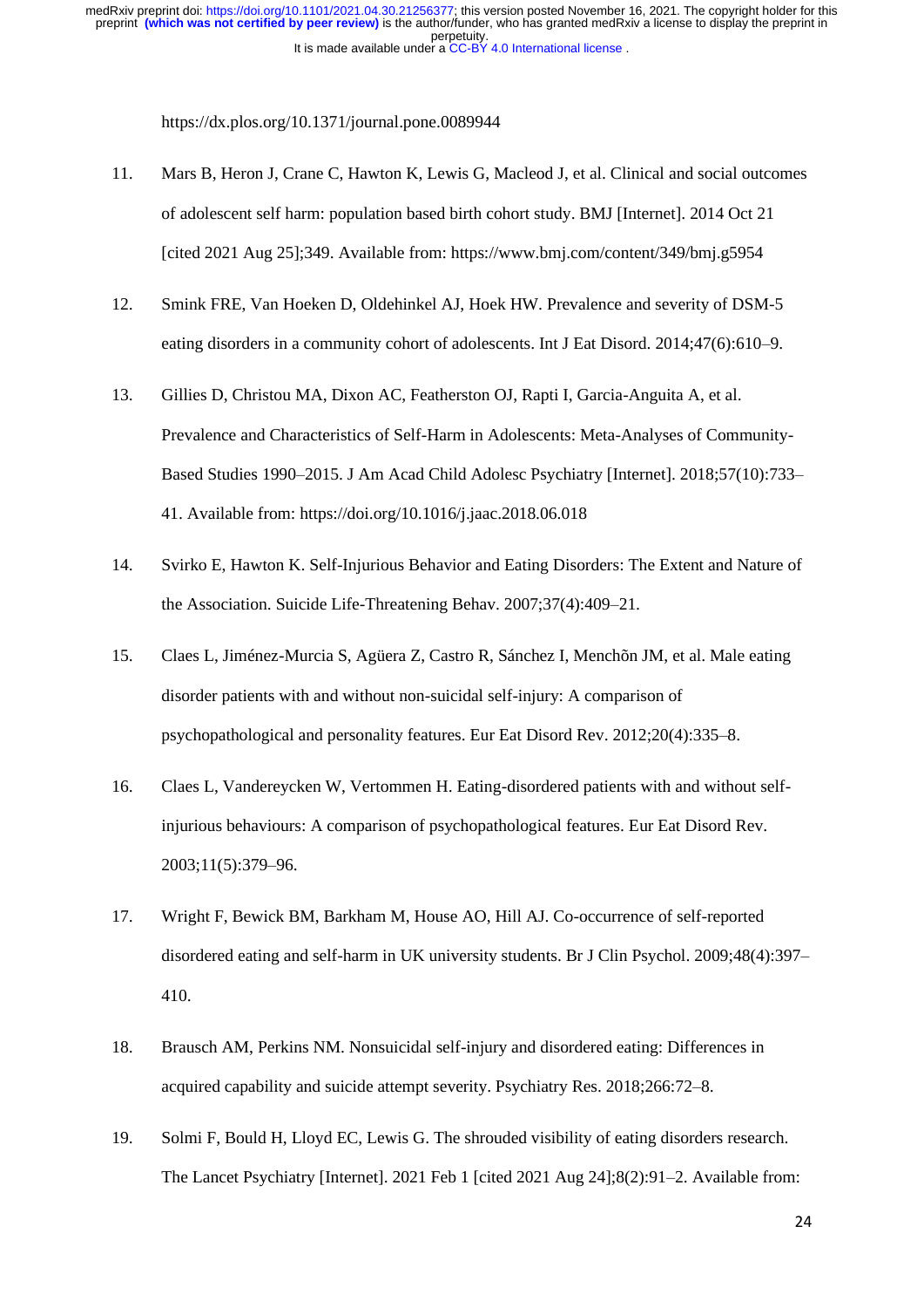https://dx.plos.org/10.1371/journal.pone.0089944

11. Mars B, Heron J, Crane C, Hawton K, Lewis G, Macleod J, et al. Clinical and social outcomes of adolescent self harm: population based birth cohort study. BMJ [Internet]. 2014 Oct 21 [cited 2021 Aug 25];349. Available from: https://www.bmj.com/content/349/bmj.g5954

12. Smink FRE, Van Hoeken D, Oldehinkel AJ, Hoek HW. Prevalence and severity of DSM-5 eating disorders in a community cohort of adolescents. Int J Eat Disord. 2014;47(6):610–9.

13. Gillies D, Christou MA, Dixon AC, Featherston OJ, Rapti I, Garcia-Anguita A, et al. Prevalence and Characteristics of Self-Harm in Adolescents: Meta-Analyses of Community-Based Studies 1990–2015. J Am Acad Child Adolesc Psychiatry [Internet]. 2018;57(10):733–41. Available from: https://doi.org/10.1016/j.jaac.2018.06.018

14. Svirko E, Hawton K. Self-Injurious Behavior and Eating Disorders: The Extent and Nature of the Association. Suicide Life-Threatening Behav. 2007;37(4):409–21.

15. Claes L, Jiménez-Murcia S, Agüera Z, Castro R, Sánchez I, Menchõn JM, et al. Male eating disorder patients with and without non-suicidal self-injury: A comparison of psychopathological and personality features. Eur Eat Disord Rev. 2012;20(4):335–8.

16. Claes L, Vandereycken W, Vertommen H. Eating-disordered patients with and without self-injurious behaviours: A comparison of psychopathological features. Eur Eat Disord Rev. 2003;11(5):379–96.

17. Wright F, Bewick BM, Barkham M, House AO, Hill AJ. Co-occurrence of self-reported disordered eating and self-harm in UK university students. Br J Clin Psychol. 2009;48(4):397–410.

18. Brausch AM, Perkins NM. Nonsuicidal self-injury and disordered eating: Differences in acquired capability and suicide attempt severity. Psychiatry Res. 2018;266:72–8.

19. Solmi F, Bould H, Lloyd EC, Lewis G. The shrouded visibility of eating disorders research. The Lancet Psychiatry [Internet]. 2021 Feb 1 [cited 2021 Aug 24];8(2):91–2. Available from: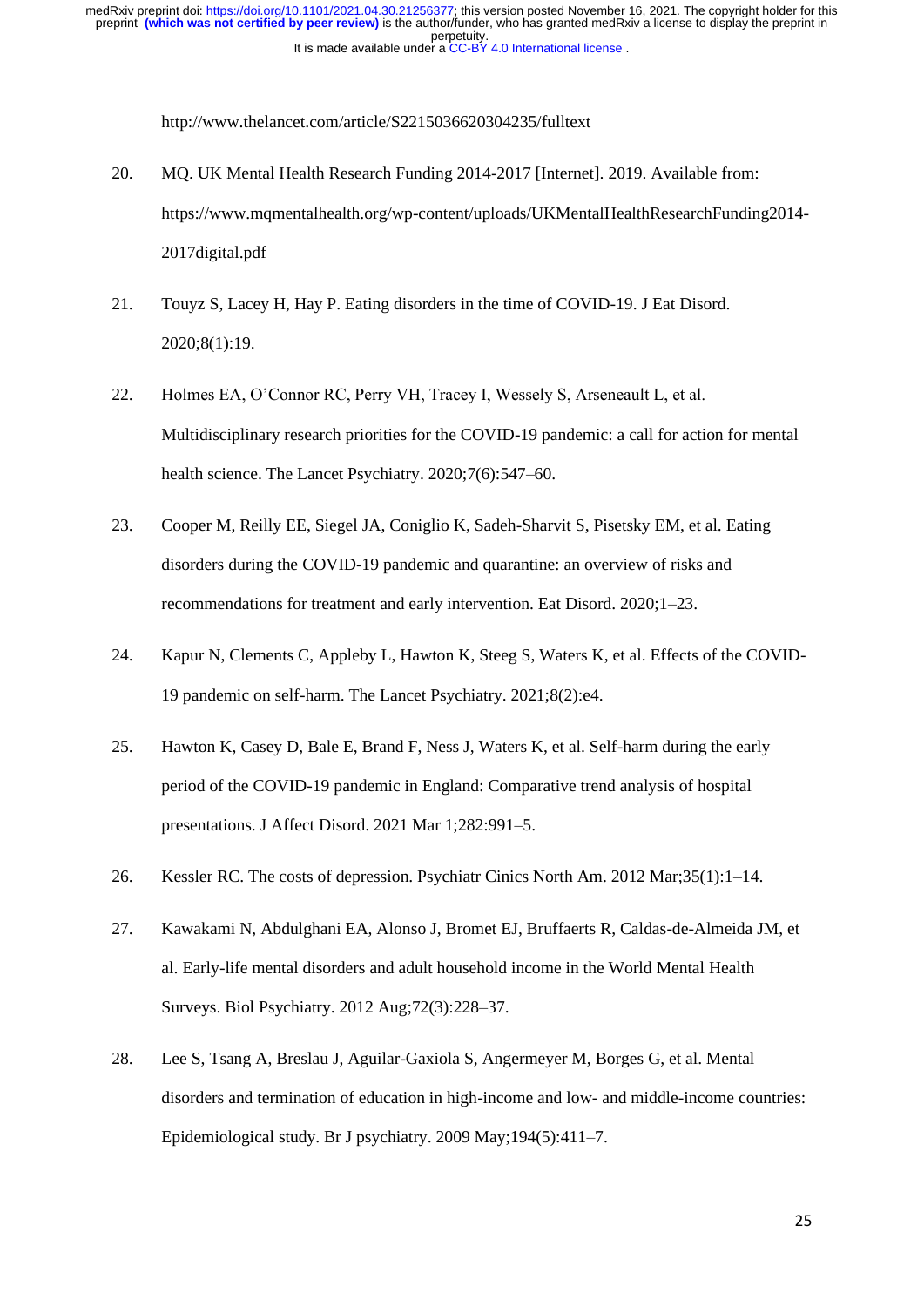http://www.thelancet.com/article/S2215036620304235/fulltext

20. MQ. UK Mental Health Research Funding 2014-2017 [Internet]. 2019. Available from: https://www.mqmentalhealth.org/wp-content/uploads/UKMentalHealthResearchFunding2014-2017digital.pdf

21. Touyz S, Lacey H, Hay P. Eating disorders in the time of COVID-19. J Eat Disord. 2020;8(1):19.

22. Holmes EA, O'Connor RC, Perry VH, Tracey I, Wessely S, Arseneault L, et al. Multidisciplinary research priorities for the COVID-19 pandemic: a call for action for mental health science. The Lancet Psychiatry. 2020;7(6):547–60.

23. Cooper M, Reilly EE, Siegel JA, Coniglio K, Sadeh-Sharvit S, Pisetsky EM, et al. Eating disorders during the COVID-19 pandemic and quarantine: an overview of risks and recommendations for treatment and early intervention. Eat Disord. 2020;1–23.

24. Kapur N, Clements C, Appleby L, Hawton K, Steeg S, Waters K, et al. Effects of the COVID-19 pandemic on self-harm. The Lancet Psychiatry. 2021;8(2):e4.

25. Hawton K, Casey D, Bale E, Brand F, Ness J, Waters K, et al. Self-harm during the early period of the COVID-19 pandemic in England: Comparative trend analysis of hospital presentations. J Affect Disord. 2021 Mar 1;282:991–5.

26. Kessler RC. The costs of depression. Psychiatr Cinics North Am. 2012 Mar;35(1):1–14.

27. Kawakami N, Abdulghani EA, Alonso J, Bromet EJ, Bruffaerts R, Caldas-de-Almeida JM, et al. Early-life mental disorders and adult household income in the World Mental Health Surveys. Biol Psychiatry. 2012 Aug;72(3):228–37.

28. Lee S, Tsang A, Breslau J, Aguilar-Gaxiola S, Angermeyer M, Borges G, et al. Mental disorders and termination of education in high-income and low- and middle-income countries: Epidemiological study. Br J psychiatry. 2009 May;194(5):411–7.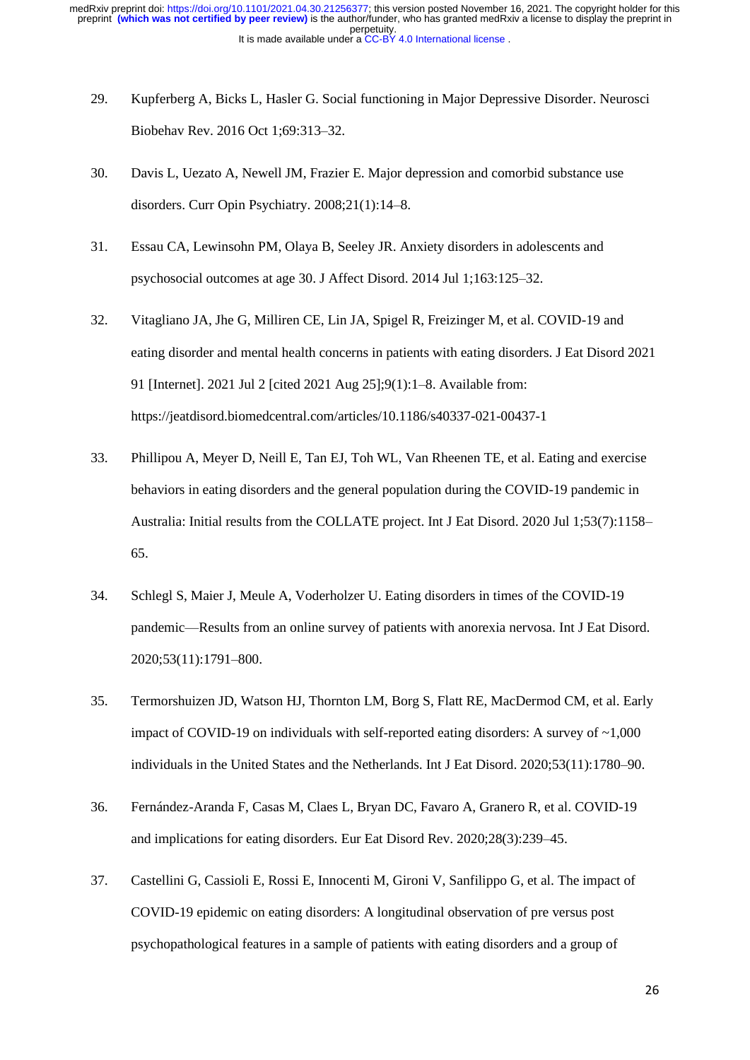29. Kupferberg A, Bicks L, Hasler G. Social functioning in Major Depressive Disorder. Neurosci Biobehav Rev. 2016 Oct 1;69:313–32.

30. Davis L, Uezato A, Newell JM, Frazier E. Major depression and comorbid substance use disorders. Curr Opin Psychiatry. 2008;21(1):14–8.

31. Essau CA, Lewinsohn PM, Olaya B, Seeley JR. Anxiety disorders in adolescents and psychosocial outcomes at age 30. J Affect Disord. 2014 Jul 1;163:125–32.

32. Vitagliano JA, Jhe G, Milliren CE, Lin JA, Spigel R, Freizinger M, et al. COVID-19 and eating disorder and mental health concerns in patients with eating disorders. J Eat Disord 2021 91 [Internet]. 2021 Jul 2 [cited 2021 Aug 25];9(1):1–8. Available from: https://jeatdisord.biomedcentral.com/articles/10.1186/s40337-021-00437-1

33. Phillipou A, Meyer D, Neill E, Tan EJ, Toh WL, Van Rheenen TE, et al. Eating and exercise behaviors in eating disorders and the general population during the COVID-19 pandemic in Australia: Initial results from the COLLATE project. Int J Eat Disord. 2020 Jul 1;53(7):1158–65.

34. Schlegl S, Maier J, Meule A, Voderholzer U. Eating disorders in times of the COVID-19 pandemic—Results from an online survey of patients with anorexia nervosa. Int J Eat Disord. 2020;53(11):1791–800.

35. Termorshuizen JD, Watson HJ, Thornton LM, Borg S, Flatt RE, MacDermod CM, et al. Early impact of COVID-19 on individuals with self-reported eating disorders: A survey of ~1,000 individuals in the United States and the Netherlands. Int J Eat Disord. 2020;53(11):1780–90.

36. Fernández-Aranda F, Casas M, Claes L, Bryan DC, Favaro A, Granero R, et al. COVID-19 and implications for eating disorders. Eur Eat Disord Rev. 2020;28(3):239–45.

37. Castellini G, Cassioli E, Rossi E, Innocenti M, Gironi V, Sanfilippo G, et al. The impact of COVID-19 epidemic on eating disorders: A longitudinal observation of pre versus post psychopathological features in a sample of patients with eating disorders and a group of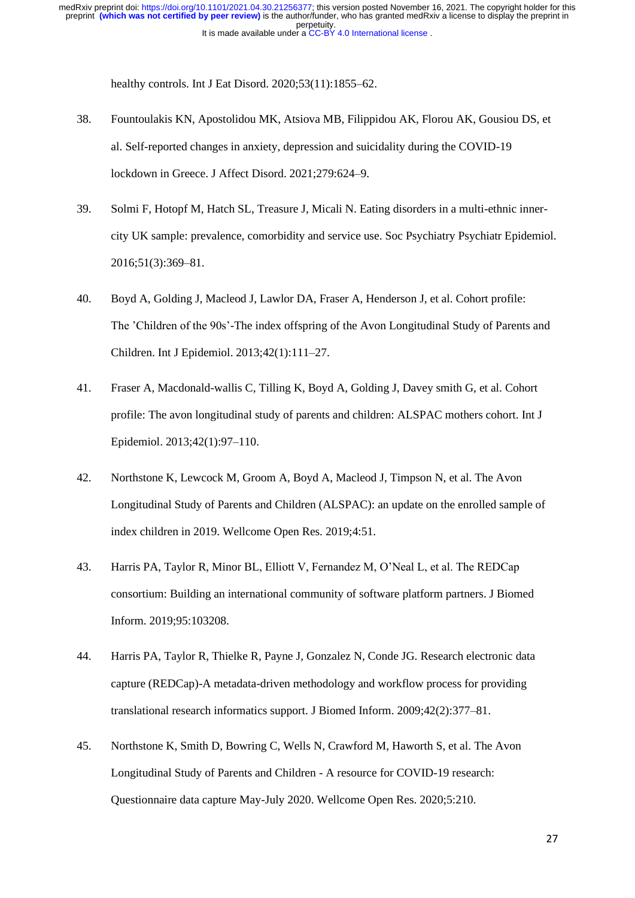healthy controls. Int J Eat Disord. 2020;53(11):1855–62.

38. Fountoulakis KN, Apostolidou MK, Atsiova MB, Filippidou AK, Florou AK, Gousiou DS, et al. Self-reported changes in anxiety, depression and suicidality during the COVID-19 lockdown in Greece. J Affect Disord. 2021;279:624–9.

39. Solmi F, Hotopf M, Hatch SL, Treasure J, Micali N. Eating disorders in a multi-ethnic inner-city UK sample: prevalence, comorbidity and service use. Soc Psychiatry Psychiatr Epidemiol. 2016;51(3):369–81.

40. Boyd A, Golding J, Macleod J, Lawlor DA, Fraser A, Henderson J, et al. Cohort profile: The 'Children of the 90s'-The index offspring of the Avon Longitudinal Study of Parents and Children. Int J Epidemiol. 2013;42(1):111–27.

41. Fraser A, Macdonald-wallis C, Tilling K, Boyd A, Golding J, Davey smith G, et al. Cohort profile: The avon longitudinal study of parents and children: ALSPAC mothers cohort. Int J Epidemiol. 2013;42(1):97–110.

42. Northstone K, Lewcock M, Groom A, Boyd A, Macleod J, Timpson N, et al. The Avon Longitudinal Study of Parents and Children (ALSPAC): an update on the enrolled sample of index children in 2019. Wellcome Open Res. 2019;4:51.

43. Harris PA, Taylor R, Minor BL, Elliott V, Fernandez M, O'Neal L, et al. The REDCap consortium: Building an international community of software platform partners. J Biomed Inform. 2019;95:103208.

44. Harris PA, Taylor R, Thielke R, Payne J, Gonzalez N, Conde JG. Research electronic data capture (REDCap)-A metadata-driven methodology and workflow process for providing translational research informatics support. J Biomed Inform. 2009;42(2):377–81.

45. Northstone K, Smith D, Bowring C, Wells N, Crawford M, Haworth S, et al. The Avon Longitudinal Study of Parents and Children - A resource for COVID-19 research: Questionnaire data capture May-July 2020. Wellcome Open Res. 2020;5:210.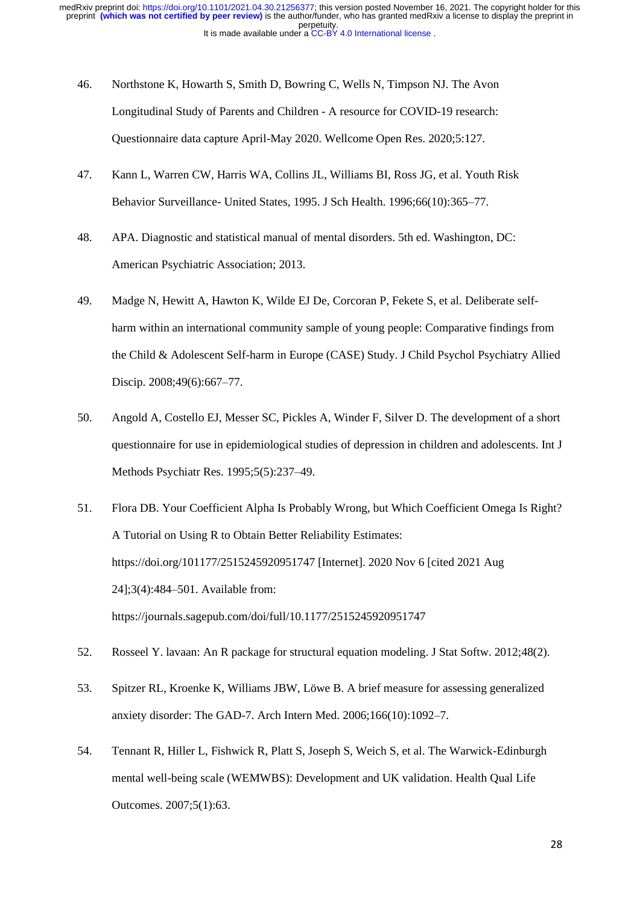46. Northstone K, Howarth S, Smith D, Bowring C, Wells N, Timpson NJ. The Avon Longitudinal Study of Parents and Children - A resource for COVID-19 research: Questionnaire data capture April-May 2020. Wellcome Open Res. 2020;5:127.

47. Kann L, Warren CW, Harris WA, Collins JL, Williams BI, Ross JG, et al. Youth Risk Behavior Surveillance- United States, 1995. J Sch Health. 1996;66(10):365–77.

48. APA. Diagnostic and statistical manual of mental disorders. 5th ed. Washington, DC: American Psychiatric Association; 2013.

49. Madge N, Hewitt A, Hawton K, Wilde EJ De, Corcoran P, Fekete S, et al. Deliberate self-harm within an international community sample of young people: Comparative findings from the Child & Adolescent Self-harm in Europe (CASE) Study. J Child Psychol Psychiatry Allied Discip. 2008;49(6):667–77.

50. Angold A, Costello EJ, Messer SC, Pickles A, Winder F, Silver D. The development of a short questionnaire for use in epidemiological studies of depression in children and adolescents. Int J Methods Psychiatr Res. 1995;5(5):237–49.

51. Flora DB. Your Coefficient Alpha Is Probably Wrong, but Which Coefficient Omega Is Right? A Tutorial on Using R to Obtain Better Reliability Estimates: https://doi.org/101177/2515245920951747 [Internet]. 2020 Nov 6 [cited 2021 Aug 24];3(4):484–501. Available from: https://journals.sagepub.com/doi/full/10.1177/2515245920951747

52. Rosseel Y. lavaan: An R package for structural equation modeling. J Stat Softw. 2012;48(2).

53. Spitzer RL, Kroenke K, Williams JBW, Löwe B. A brief measure for assessing generalized anxiety disorder: The GAD-7. Arch Intern Med. 2006;166(10):1092–7.

54. Tennant R, Hiller L, Fishwick R, Platt S, Joseph S, Weich S, et al. The Warwick-Edinburgh mental well-being scale (WEMWBS): Development and UK validation. Health Qual Life Outcomes. 2007;5(1):63.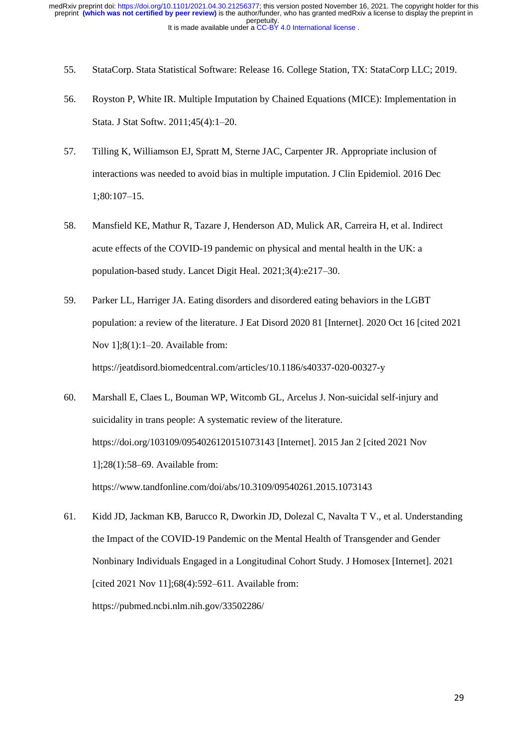55. StataCorp. Stata Statistical Software: Release 16. College Station, TX: StataCorp LLC; 2019.

56. Royston P, White IR. Multiple Imputation by Chained Equations (MICE): Implementation in Stata. J Stat Softw. 2011;45(4):1–20.

57. Tilling K, Williamson EJ, Spratt M, Sterne JAC, Carpenter JR. Appropriate inclusion of interactions was needed to avoid bias in multiple imputation. J Clin Epidemiol. 2016 Dec 1;80:107–15.

58. Mansfield KE, Mathur R, Tazare J, Henderson AD, Mulick AR, Carreira H, et al. Indirect acute effects of the COVID-19 pandemic on physical and mental health in the UK: a population-based study. Lancet Digit Heal. 2021;3(4):e217–30.

59. Parker LL, Harriger JA. Eating disorders and disordered eating behaviors in the LGBT population: a review of the literature. J Eat Disord 2020 81 [Internet]. 2020 Oct 16 [cited 2021 Nov 1];8(1):1–20. Available from: https://jeatdisord.biomedcentral.com/articles/10.1186/s40337-020-00327-y

60. Marshall E, Claes L, Bouman WP, Witcomb GL, Arcelus J. Non-suicidal self-injury and suicidality in trans people: A systematic review of the literature. https://doi.org/103109/0954026120151073143 [Internet]. 2015 Jan 2 [cited 2021 Nov 1];28(1):58–69. Available from: https://www.tandfonline.com/doi/abs/10.3109/09540261.2015.1073143

61. Kidd JD, Jackman KB, Barucco R, Dworkin JD, Dolezal C, Navalta T V., et al. Understanding the Impact of the COVID-19 Pandemic on the Mental Health of Transgender and Gender Nonbinary Individuals Engaged in a Longitudinal Cohort Study. J Homosex [Internet]. 2021 [cited 2021 Nov 11];68(4):592–611. Available from: https://pubmed.ncbi.nlm.nih.gov/33502286/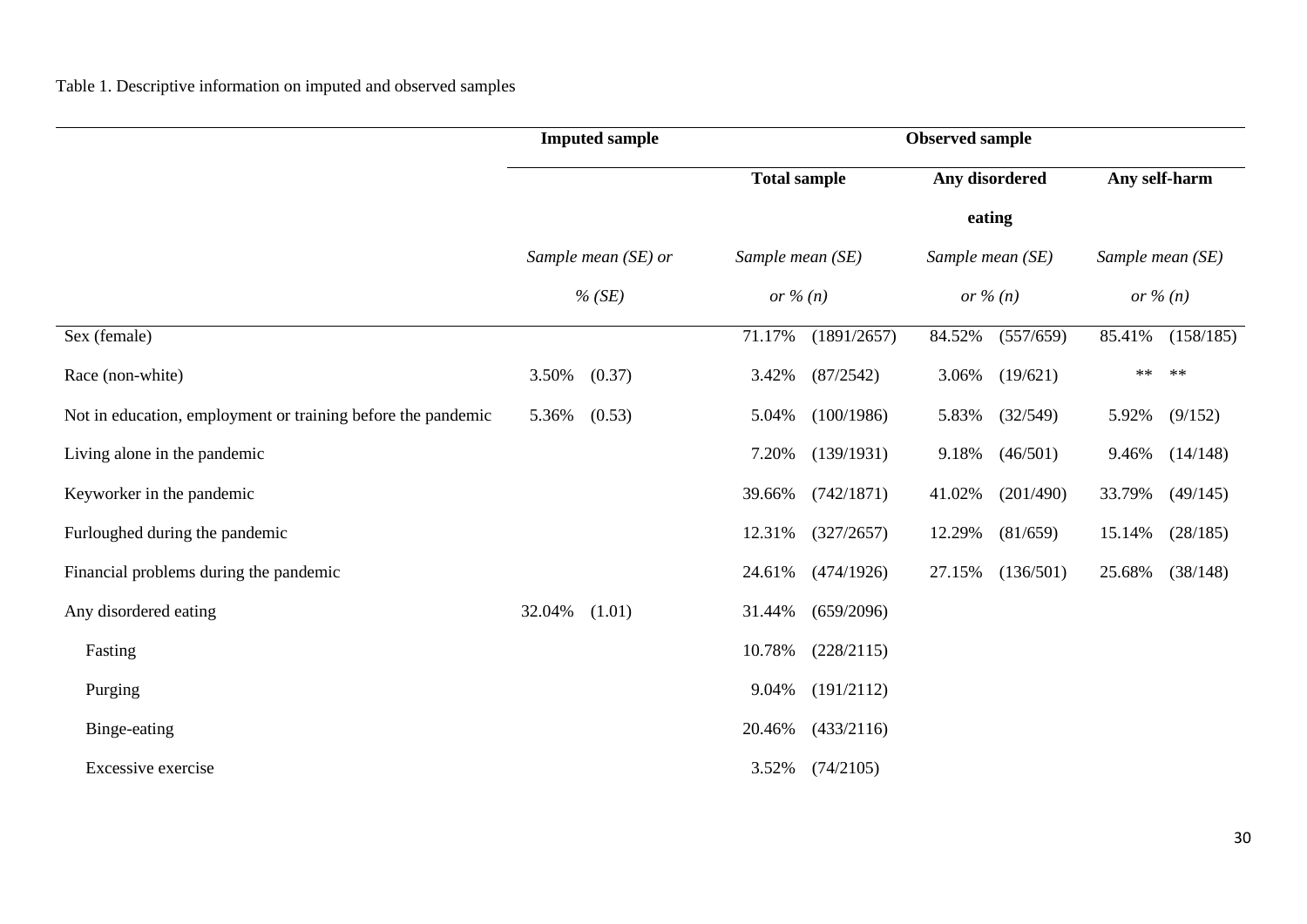Table 1. Descriptive information on imputed and observed samples

| | Imputed sample | | Observed sample | | | | | |
|---|---|---|---|---|---|---|---|---|
| | | | Total sample | | Any disordered eating | | Any self-harm | |
| | Sample mean (SE) or % (SE) | | Sample mean (SE) or % (n) | | Sample mean (SE) or % (n) | | Sample mean (SE) or % (n) | |
| Sex (female) | | | 71.17% | (1891/2657) | 84.52% | (557/659) | 85.41% | (158/185) |
| Race (non-white) | 3.50% | (0.37) | 3.42% | (87/2542) | 3.06% | (19/621) | ** | ** |
| Not in education, employment or training before the pandemic | 5.36% | (0.53) | 5.04% | (100/1986) | 5.83% | (32/549) | 5.92% | (9/152) |
| Living alone in the pandemic | | | 7.20% | (139/1931) | 9.18% | (46/501) | 9.46% | (14/148) |
| Keyworker in the pandemic | | | 39.66% | (742/1871) | 41.02% | (201/490) | 33.79% | (49/145) |
| Furloughed during the pandemic | | | 12.31% | (327/2657) | 12.29% | (81/659) | 15.14% | (28/185) |
| Financial problems during the pandemic | | | 24.61% | (474/1926) | 27.15% | (136/501) | 25.68% | (38/148) |
| Any disordered eating | 32.04% | (1.01) | 31.44% | (659/2096) | | | | |
| Fasting | | | 10.78% | (228/2115) | | | | |
| Purging | | | 9.04% | (191/2112) | | | | |
| Binge-eating | | | 20.46% | (433/2116) | | | | |
| Excessive exercise | | | 3.52% | (74/2105) | | | | |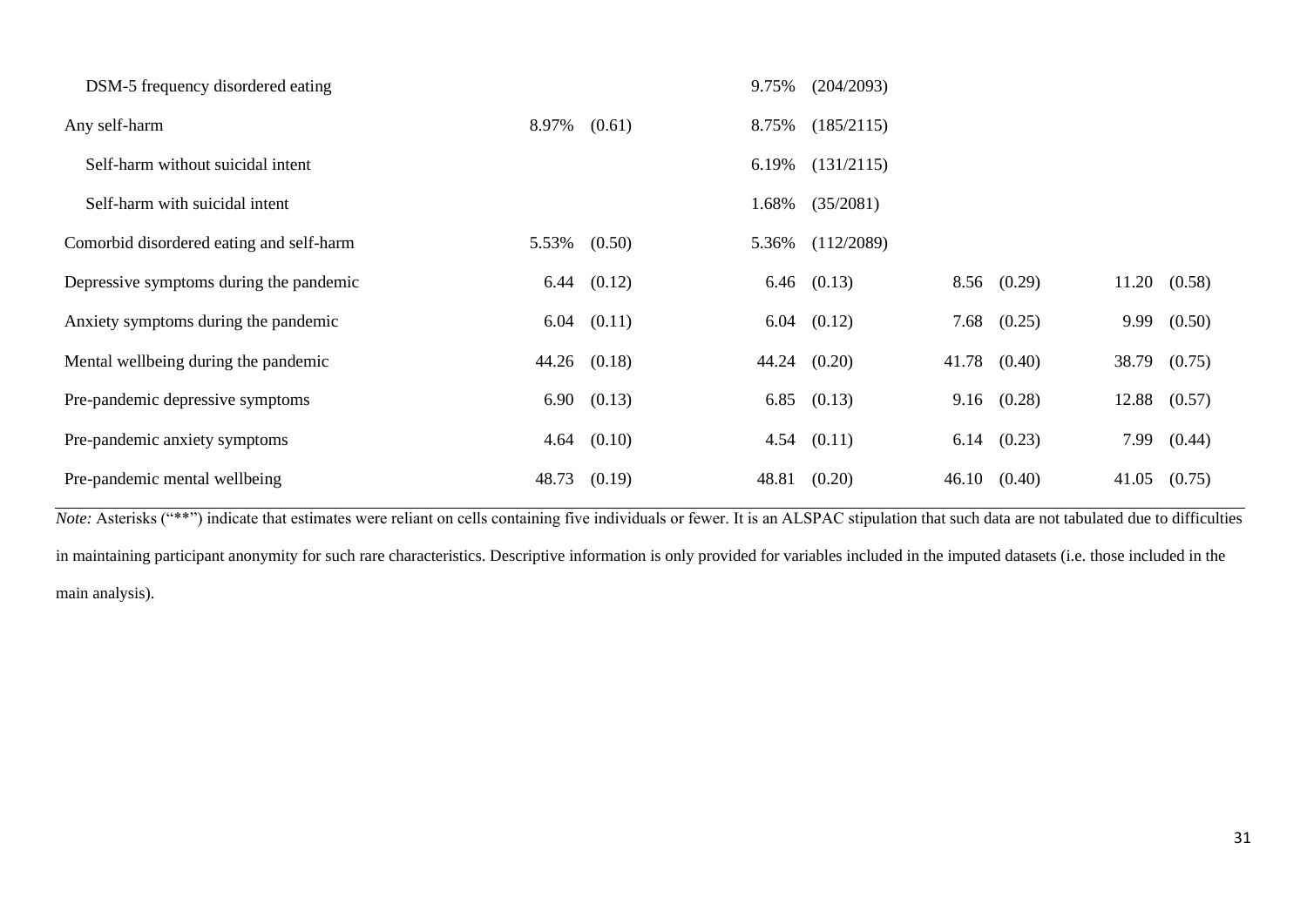| | | | | | | | | |
|---|---|---|---|---|---|---|---|---|
| DSM-5 frequency disordered eating | | | 9.75% | (204/2093) | | | | |
| Any self-harm | 8.97% | (0.61) | 8.75% | (185/2115) | | | | |
| Self-harm without suicidal intent | | | 6.19% | (131/2115) | | | | |
| Self-harm with suicidal intent | | | 1.68% | (35/2081) | | | | |
| Comorbid disordered eating and self-harm | 5.53% | (0.50) | 5.36% | (112/2089) | | | | |
| Depressive symptoms during the pandemic | 6.44 | (0.12) | 6.46 | (0.13) | 8.56 | (0.29) | 11.20 | (0.58) |
| Anxiety symptoms during the pandemic | 6.04 | (0.11) | 6.04 | (0.12) | 7.68 | (0.25) | 9.99 | (0.50) |
| Mental wellbeing during the pandemic | 44.26 | (0.18) | 44.24 | (0.20) | 41.78 | (0.40) | 38.79 | (0.75) |
| Pre-pandemic depressive symptoms | 6.90 | (0.13) | 6.85 | (0.13) | 9.16 | (0.28) | 12.88 | (0.57) |
| Pre-pandemic anxiety symptoms | 4.64 | (0.10) | 4.54 | (0.11) | 6.14 | (0.23) | 7.99 | (0.44) |
| Pre-pandemic mental wellbeing | 48.73 | (0.19) | 48.81 | (0.20) | 46.10 | (0.40) | 41.05 | (0.75) |

*Note:* Asterisks ("**") indicate that estimates were reliant on cells containing five individuals or fewer. It is an ALSPAC stipulation that such data are not tabulated due to difficulties in maintaining participant anonymity for such rare characteristics. Descriptive information is only provided for variables included in the imputed datasets (i.e. those included in the main analysis).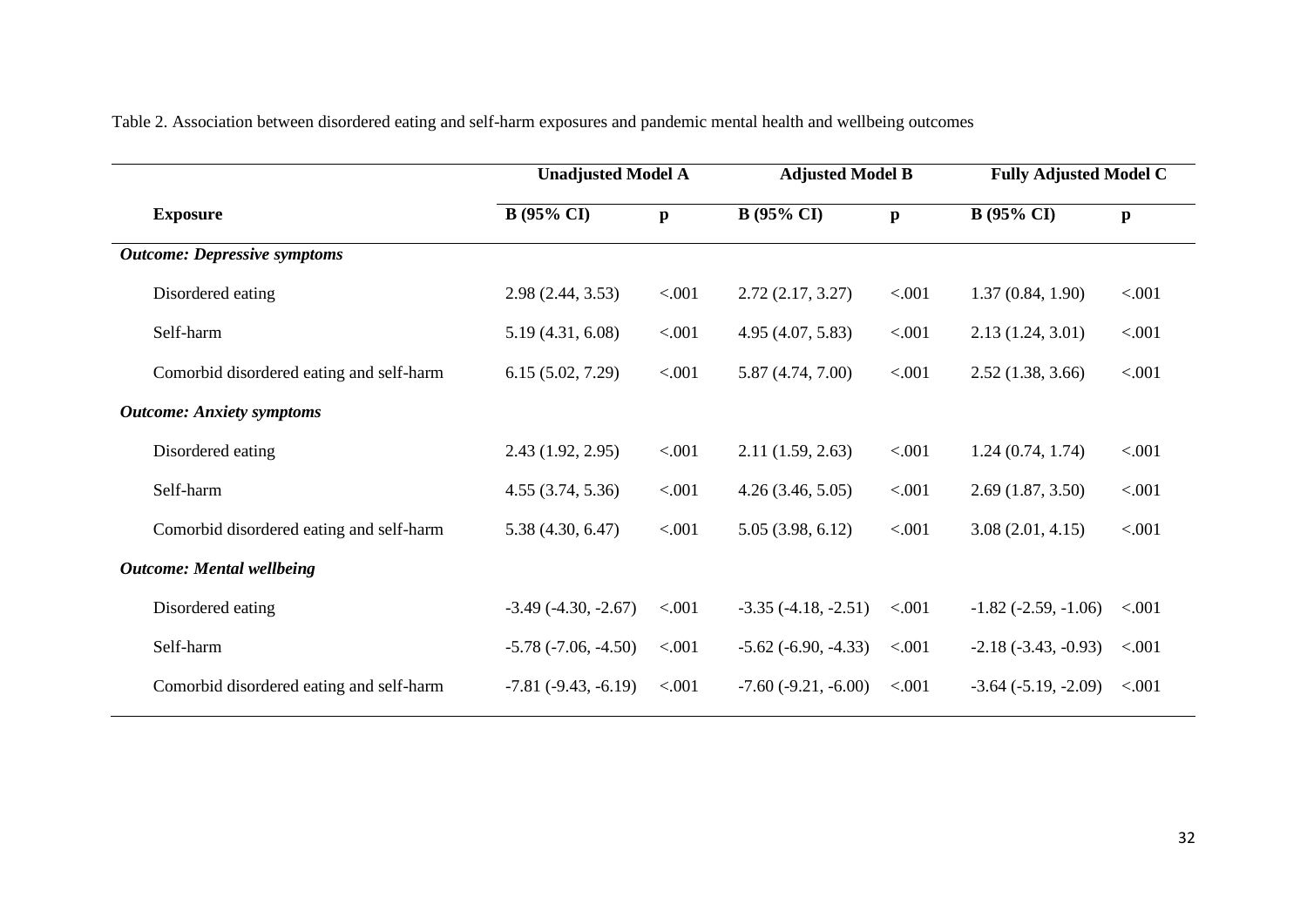Table 2. Association between disordered eating and self-harm exposures and pandemic mental health and wellbeing outcomes

| | Unadjusted Model A | | Adjusted Model B | | Fully Adjusted Model C | |
|---|---|---|---|---|---|---|
| **Exposure** | **B (95% CI)** | **p** | **B (95% CI)** | **p** | **B (95% CI)** | **p** |
| ***Outcome: Depressive symptoms*** | | | | | | |
| Disordered eating | 2.98 (2.44, 3.53) | <.001 | 2.72 (2.17, 3.27) | <.001 | 1.37 (0.84, 1.90) | <.001 |
| Self-harm | 5.19 (4.31, 6.08) | <.001 | 4.95 (4.07, 5.83) | <.001 | 2.13 (1.24, 3.01) | <.001 |
| Comorbid disordered eating and self-harm | 6.15 (5.02, 7.29) | <.001 | 5.87 (4.74, 7.00) | <.001 | 2.52 (1.38, 3.66) | <.001 |
| ***Outcome: Anxiety symptoms*** | | | | | | |
| Disordered eating | 2.43 (1.92, 2.95) | <.001 | 2.11 (1.59, 2.63) | <.001 | 1.24 (0.74, 1.74) | <.001 |
| Self-harm | 4.55 (3.74, 5.36) | <.001 | 4.26 (3.46, 5.05) | <.001 | 2.69 (1.87, 3.50) | <.001 |
| Comorbid disordered eating and self-harm | 5.38 (4.30, 6.47) | <.001 | 5.05 (3.98, 6.12) | <.001 | 3.08 (2.01, 4.15) | <.001 |
| ***Outcome: Mental wellbeing*** | | | | | | |
| Disordered eating | -3.49 (-4.30, -2.67) | <.001 | -3.35 (-4.18, -2.51) | <.001 | -1.82 (-2.59, -1.06) | <.001 |
| Self-harm | -5.78 (-7.06, -4.50) | <.001 | -5.62 (-6.90, -4.33) | <.001 | -2.18 (-3.43, -0.93) | <.001 |
| Comorbid disordered eating and self-harm | -7.81 (-9.43, -6.19) | <.001 | -7.60 (-9.21, -6.00) | <.001 | -3.64 (-5.19, -2.09) | <.001 |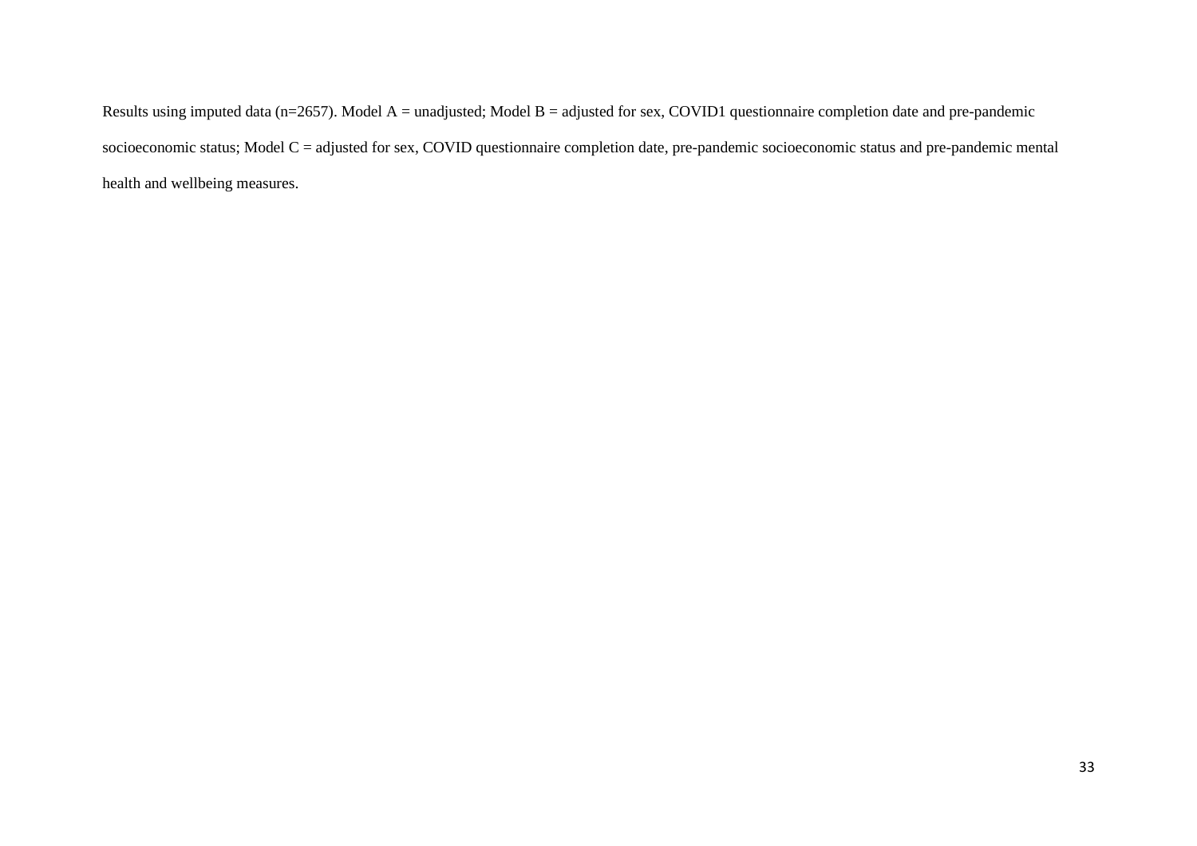Results using imputed data (n=2657). Model A = unadjusted; Model B = adjusted for sex, COVID1 questionnaire completion date and pre-pandemic socioeconomic status; Model C = adjusted for sex, COVID questionnaire completion date, pre-pandemic socioeconomic status and pre-pandemic mental health and wellbeing measures.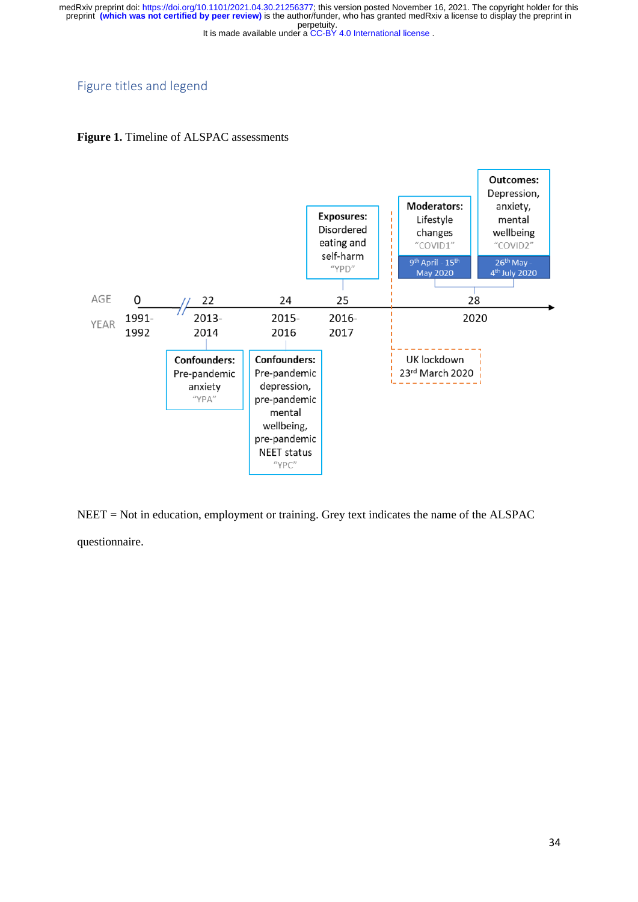## Figure titles and legend

**Figure 1.** Timeline of ALSPAC assessments

AGE: 0, 22, 24, 25, 28

YEAR: 1991-1992, 2013-2014, 2015-2016, 2016-2017, 2020

**Exposures:** Disordered eating and self-harm "YPD"

**Moderators:** Lifestyle changes "COVID1" — 9th April - 15th May 2020

**Outcomes:** Depression, anxiety, mental wellbeing "COVID2" — 26th May - 4th July 2020

**Confounders:** Pre-pandemic anxiety "YPA"

**Confounders:** Pre-pandemic depression, pre-pandemic mental wellbeing, pre-pandemic NEET status "YPC"

UK lockdown 23rd March 2020

NEET = Not in education, employment or training. Grey text indicates the name of the ALSPAC questionnaire.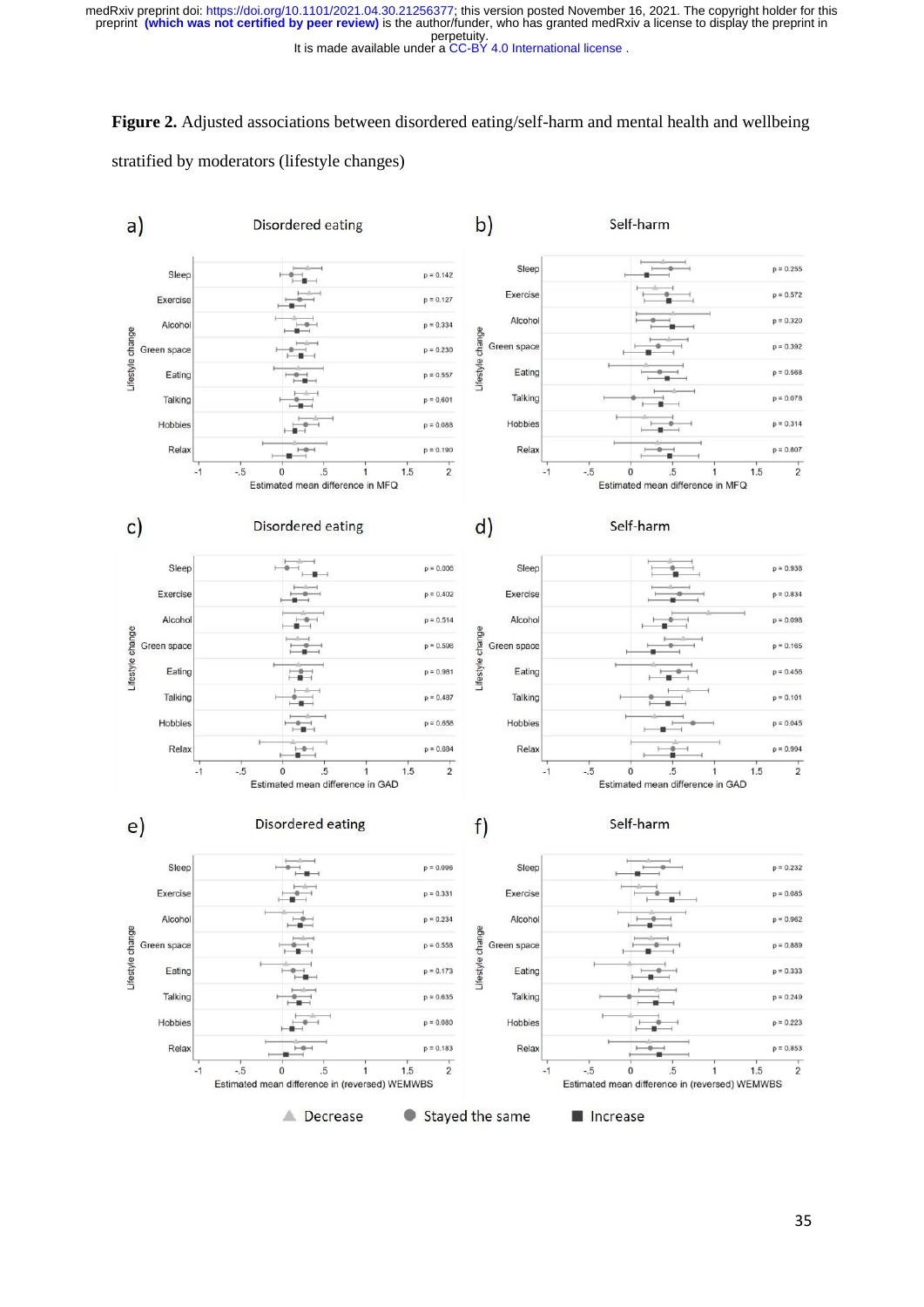**Figure 2.** Adjusted associations between disordered eating/self-harm and mental health and wellbeing stratified by moderators (lifestyle changes)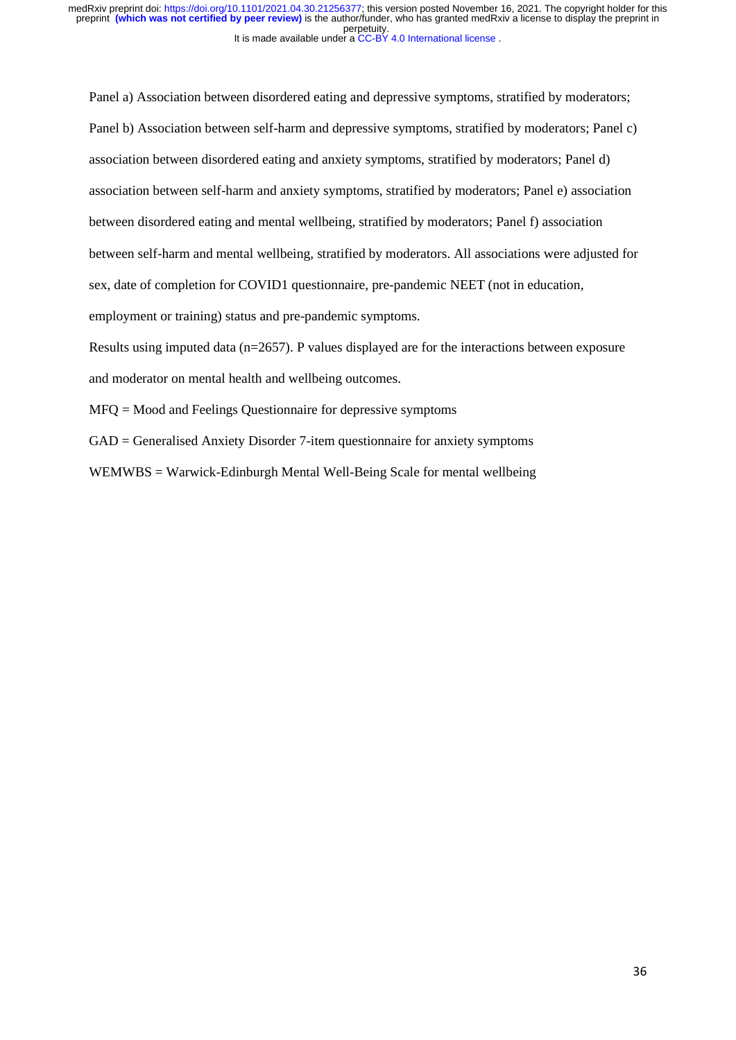Panel a) Association between disordered eating and depressive symptoms, stratified by moderators; Panel b) Association between self-harm and depressive symptoms, stratified by moderators; Panel c) association between disordered eating and anxiety symptoms, stratified by moderators; Panel d) association between self-harm and anxiety symptoms, stratified by moderators; Panel e) association between disordered eating and mental wellbeing, stratified by moderators; Panel f) association between self-harm and mental wellbeing, stratified by moderators. All associations were adjusted for sex, date of completion for COVID1 questionnaire, pre-pandemic NEET (not in education, employment or training) status and pre-pandemic symptoms.

Results using imputed data (n=2657). P values displayed are for the interactions between exposure and moderator on mental health and wellbeing outcomes.

MFQ = Mood and Feelings Questionnaire for depressive symptoms

GAD = Generalised Anxiety Disorder 7-item questionnaire for anxiety symptoms

WEMWBS = Warwick-Edinburgh Mental Well-Being Scale for mental wellbeing